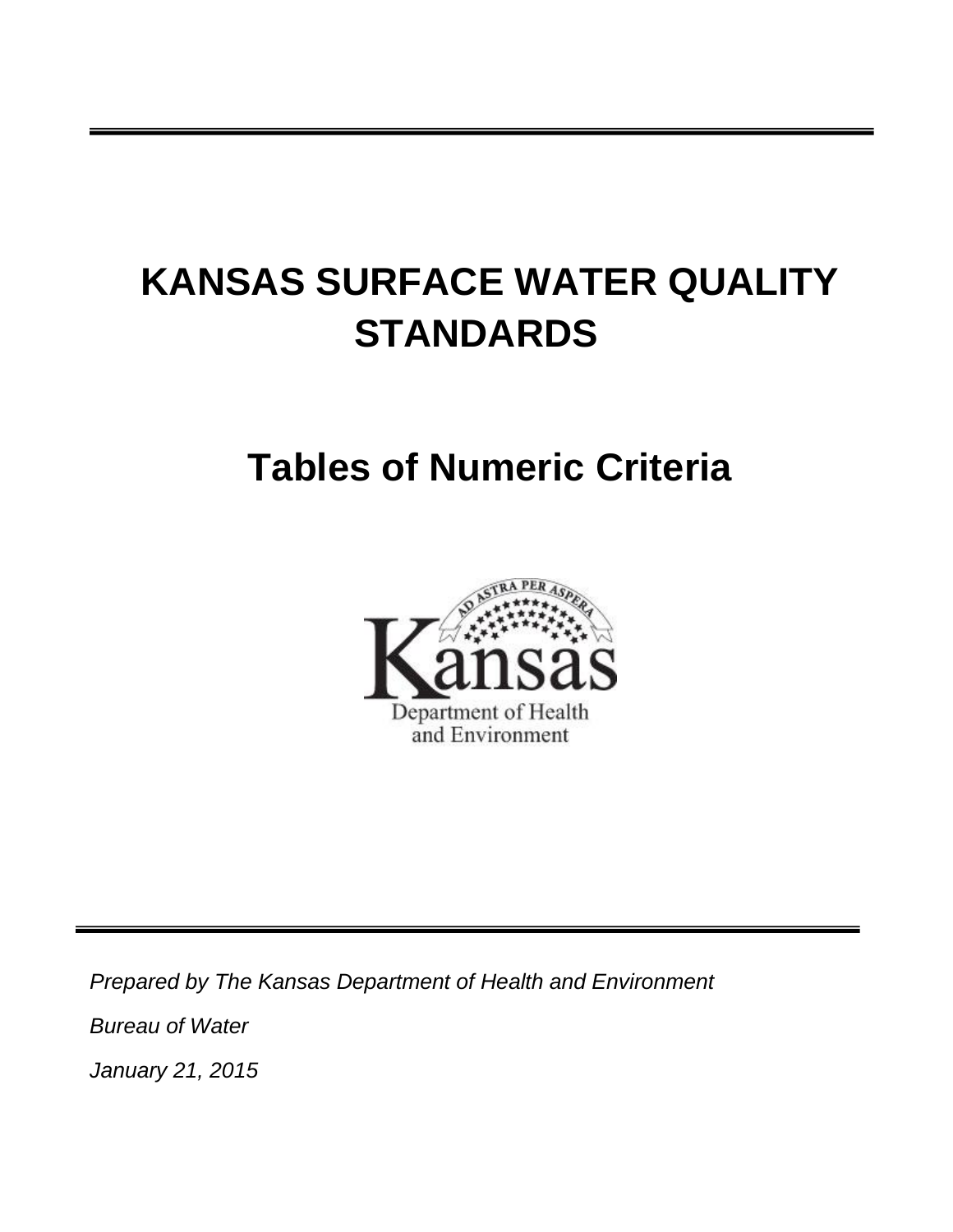# KANSAS SURFACE WATER QUALITY STANDARDS

## Tables of Numeric Criteria

*Prepared by The Kansas Department of Health and Environment*

*Bureau of Water*

*January 21, 2015*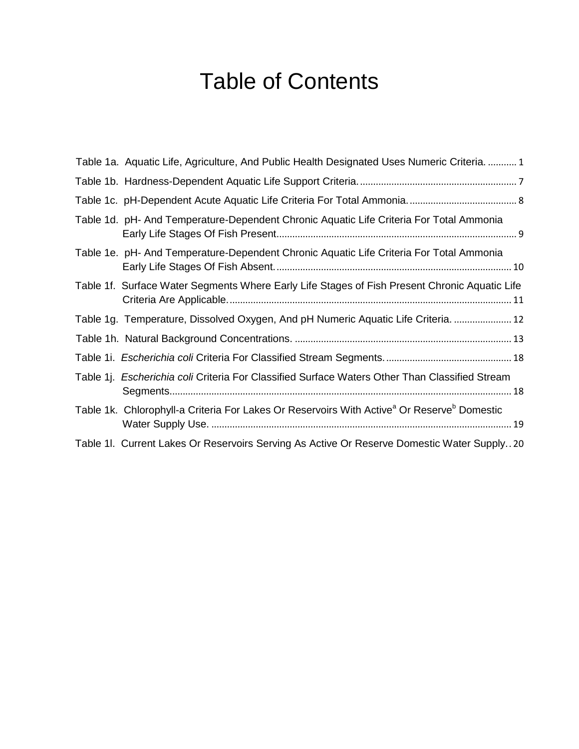# Table of Contents

Table 1a. Aquatic Life, Agriculture, And Public Health Designated Uses Numeric Criteria. ........... 1

Table 1b. Hardness-Dependent Aquatic Life Support Criteria. ........... 7

Table 1c. pH-Dependent Acute Aquatic Life Criteria For Total Ammonia. ........... 8

Table 1d. pH- And Temperature-Dependent Chronic Aquatic Life Criteria For Total Ammonia Early Life Stages Of Fish Present ........... 9

Table 1e. pH- And Temperature-Dependent Chronic Aquatic Life Criteria For Total Ammonia Early Life Stages Of Fish Absent. ........... 10

Table 1f. Surface Water Segments Where Early Life Stages of Fish Present Chronic Aquatic Life Criteria Are Applicable. ........... 11

Table 1g. Temperature, Dissolved Oxygen, And pH Numeric Aquatic Life Criteria. ........... 12

Table 1h. Natural Background Concentrations. ........... 13

Table 1i. *Escherichia coli* Criteria For Classified Stream Segments. ........... 18

Table 1j. *Escherichia coli* Criteria For Classified Surface Waters Other Than Classified Stream Segments. ........... 18

Table 1k. Chlorophyll-a Criteria For Lakes Or Reservoirs With Active[a] Or Reserve[b] Domestic Water Supply Use. ........... 19

Table 1l. Current Lakes Or Reservoirs Serving As Active Or Reserve Domestic Water Supply. . 20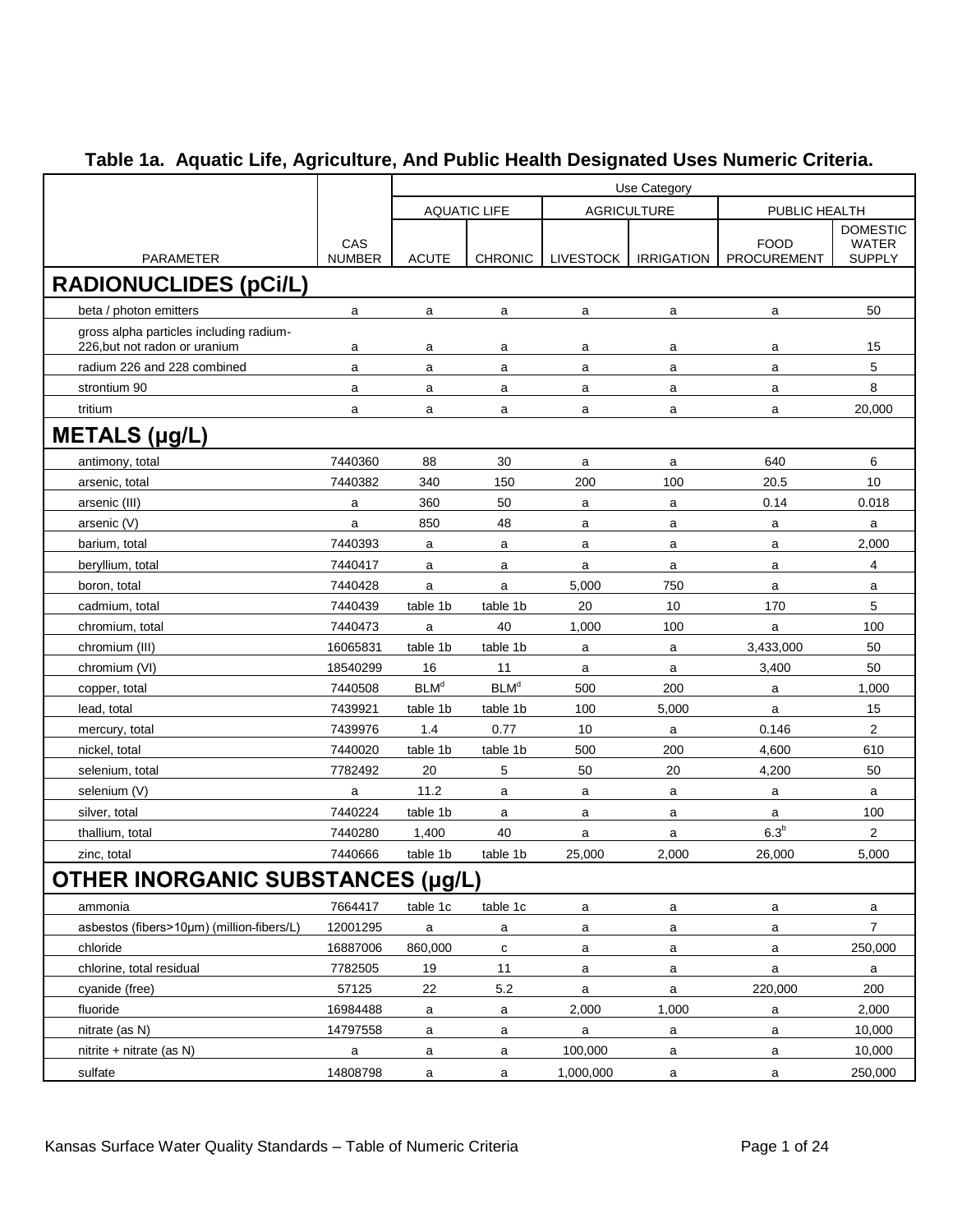## Table 1a. Aquatic Life, Agriculture, And Public Health Designated Uses Numeric Criteria.

| | | Use Category | | | | | |
|---|---|---|---|---|---|---|---|
| | | AQUATIC LIFE | | AGRICULTURE | | PUBLIC HEALTH | |
| PARAMETER | CAS NUMBER | ACUTE | CHRONIC | LIVESTOCK | IRRIGATION | FOOD PROCUREMENT | DOMESTIC WATER SUPPLY |
| **RADIONUCLIDES (pCi/L)** | | | | | | | |
| beta / photon emitters | a | a | a | a | a | a | 50 |
| gross alpha particles including radium-226,but not radon or uranium | a | a | a | a | a | a | 15 |
| radium 226 and 228 combined | a | a | a | a | a | a | 5 |
| strontium 90 | a | a | a | a | a | a | 8 |
| tritium | a | a | a | a | a | a | 20,000 |
| **METALS (µg/L)** | | | | | | | |
| antimony, total | 7440360 | 88 | 30 | a | a | 640 | 6 |
| arsenic, total | 7440382 | 340 | 150 | 200 | 100 | 20.5 | 10 |
| arsenic (III) | a | 360 | 50 | a | a | 0.14 | 0.018 |
| arsenic (V) | a | 850 | 48 | a | a | a | a |
| barium, total | 7440393 | a | a | a | a | a | 2,000 |
| beryllium, total | 7440417 | a | a | a | a | a | 4 |
| boron, total | 7440428 | a | a | 5,000 | 750 | a | a |
| cadmium, total | 7440439 | table 1b | table 1b | 20 | 10 | 170 | 5 |
| chromium, total | 7440473 | a | 40 | 1,000 | 100 | a | 100 |
| chromium (III) | 16065831 | table 1b | table 1b | a | a | 3,433,000 | 50 |
| chromium (VI) | 18540299 | 16 | 11 | a | a | 3,400 | 50 |
| copper, total | 7440508 | BLM[d] | BLM[d] | 500 | 200 | a | 1,000 |
| lead, total | 7439921 | table 1b | table 1b | 100 | 5,000 | a | 15 |
| mercury, total | 7439976 | 1.4 | 0.77 | 10 | a | 0.146 | 2 |
| nickel, total | 7440020 | table 1b | table 1b | 500 | 200 | 4,600 | 610 |
| selenium, total | 7782492 | 20 | 5 | 50 | 20 | 4,200 | 50 |
| selenium (V) | a | 11.2 | a | a | a | a | a |
| silver, total | 7440224 | table 1b | a | a | a | a | 100 |
| thallium, total | 7440280 | 1,400 | 40 | a | a | 6.3[b] | 2 |
| zinc, total | 7440666 | table 1b | table 1b | 25,000 | 2,000 | 26,000 | 5,000 |
| **OTHER INORGANIC SUBSTANCES (µg/L)** | | | | | | | |
| ammonia | 7664417 | table 1c | table 1c | a | a | a | a |
| asbestos (fibers>10µm) (million-fibers/L) | 12001295 | a | a | a | a | a | 7 |
| chloride | 16887006 | 860,000 | c | a | a | a | 250,000 |
| chlorine, total residual | 7782505 | 19 | 11 | a | a | a | a |
| cyanide (free) | 57125 | 22 | 5.2 | a | a | 220,000 | 200 |
| fluoride | 16984488 | a | a | 2,000 | 1,000 | a | 2,000 |
| nitrate (as N) | 14797558 | a | a | a | a | a | 10,000 |
| nitrite + nitrate (as N) | a | a | a | 100,000 | a | a | 10,000 |
| sulfate | 14808798 | a | a | 1,000,000 | a | a | 250,000 |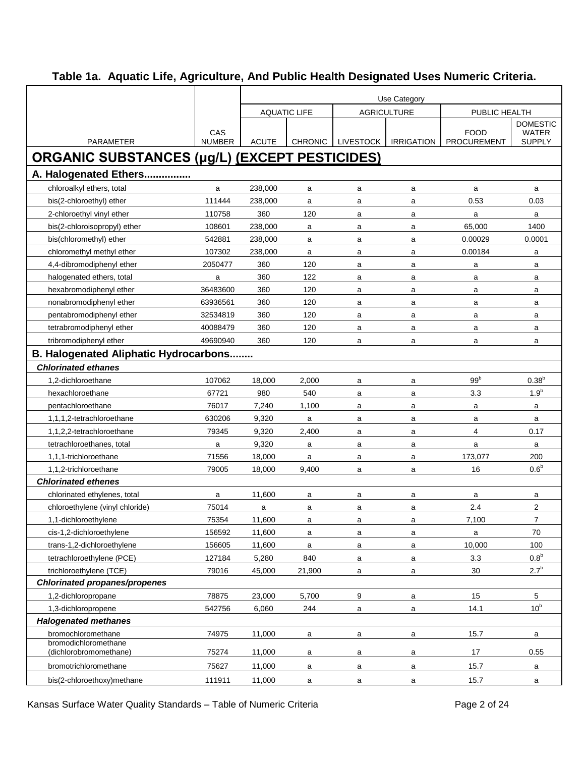## Table 1a. Aquatic Life, Agriculture, And Public Health Designated Uses Numeric Criteria.

| PARAMETER | CAS NUMBER | Use Category | | | | | |
|---|---|---|---|---|---|---|---|
| | | AQUATIC LIFE | | AGRICULTURE | | PUBLIC HEALTH | |
| | | ACUTE | CHRONIC | LIVESTOCK | IRRIGATION | FOOD PROCUREMENT | DOMESTIC WATER SUPPLY |
| **ORGANIC SUBSTANCES (µg/L) (EXCEPT PESTICIDES)** | | | | | | | |
| **A. Halogenated Ethers................** | | | | | | | |
| chloroalkyl ethers, total | a | 238,000 | a | a | a | a | a |
| bis(2-chloroethyl) ether | 111444 | 238,000 | a | a | a | 0.53 | 0.03 |
| 2-chloroethyl vinyl ether | 110758 | 360 | 120 | a | a | a | a |
| bis(2-chloroisopropyl) ether | 108601 | 238,000 | a | a | a | 65,000 | 1400 |
| bis(chloromethyl) ether | 542881 | 238,000 | a | a | a | 0.00029 | 0.0001 |
| chloromethyl methyl ether | 107302 | 238,000 | a | a | a | 0.00184 | a |
| 4,4-dibromodiphenyl ether | 2050477 | 360 | 120 | a | a | a | a |
| halogenated ethers, total | a | 360 | 122 | a | a | a | a |
| hexabromodiphenyl ether | 36483600 | 360 | 120 | a | a | a | a |
| nonabromodiphenyl ether | 63936561 | 360 | 120 | a | a | a | a |
| pentabromodiphenyl ether | 32534819 | 360 | 120 | a | a | a | a |
| tetrabromodiphenyl ether | 40088479 | 360 | 120 | a | a | a | a |
| tribromodiphenyl ether | 49690940 | 360 | 120 | a | a | a | a |
| **B. Halogenated Aliphatic Hydrocarbons........** | | | | | | | |
| ***Chlorinated ethanes*** | | | | | | | |
| 1,2-dichloroethane | 107062 | 18,000 | 2,000 | a | a | 99[b] | 0.38[b] |
| hexachloroethane | 67721 | 980 | 540 | a | a | 3.3 | 1.9[b] |
| pentachloroethane | 76017 | 7,240 | 1,100 | a | a | a | a |
| 1,1,1,2-tetrachloroethane | 630206 | 9,320 | a | a | a | a | a |
| 1,1,2,2-tetrachloroethane | 79345 | 9,320 | 2,400 | a | a | 4 | 0.17 |
| tetrachloroethanes, total | a | 9,320 | a | a | a | a | a |
| 1,1,1-trichloroethane | 71556 | 18,000 | a | a | a | 173,077 | 200 |
| 1,1,2-trichloroethane | 79005 | 18,000 | 9,400 | a | a | 16 | 0.6[b] |
| ***Chlorinated ethenes*** | | | | | | | |
| chlorinated ethylenes, total | a | 11,600 | a | a | a | a | a |
| chloroethylene (vinyl chloride) | 75014 | a | a | a | a | 2.4 | 2 |
| 1,1-dichloroethylene | 75354 | 11,600 | a | a | a | 7,100 | 7 |
| cis-1,2-dichloroethylene | 156592 | 11,600 | a | a | a | a | 70 |
| trans-1,2-dichloroethylene | 156605 | 11,600 | a | a | a | 10,000 | 100 |
| tetrachloroethylene (PCE) | 127184 | 5,280 | 840 | a | a | 3.3 | 0.8[b] |
| trichloroethylene (TCE) | 79016 | 45,000 | 21,900 | a | a | 30 | 2.7[b] |
| ***Chlorinated propanes/propenes*** | | | | | | | |
| 1,2-dichloropropane | 78875 | 23,000 | 5,700 | 9 | a | 15 | 5 |
| 1,3-dichloropropene | 542756 | 6,060 | 244 | a | a | 14.1 | 10[b] |
| ***Halogenated methanes*** | | | | | | | |
| bromochloromethane | 74975 | 11,000 | a | a | a | 15.7 | a |
| bromodichloromethane (dichlorobromomethane) | 75274 | 11,000 | a | a | a | 17 | 0.55 |
| bromotrichloromethane | 75627 | 11,000 | a | a | a | 15.7 | a |
| bis(2-chloroethoxy)methane | 111911 | 11,000 | a | a | a | 15.7 | a |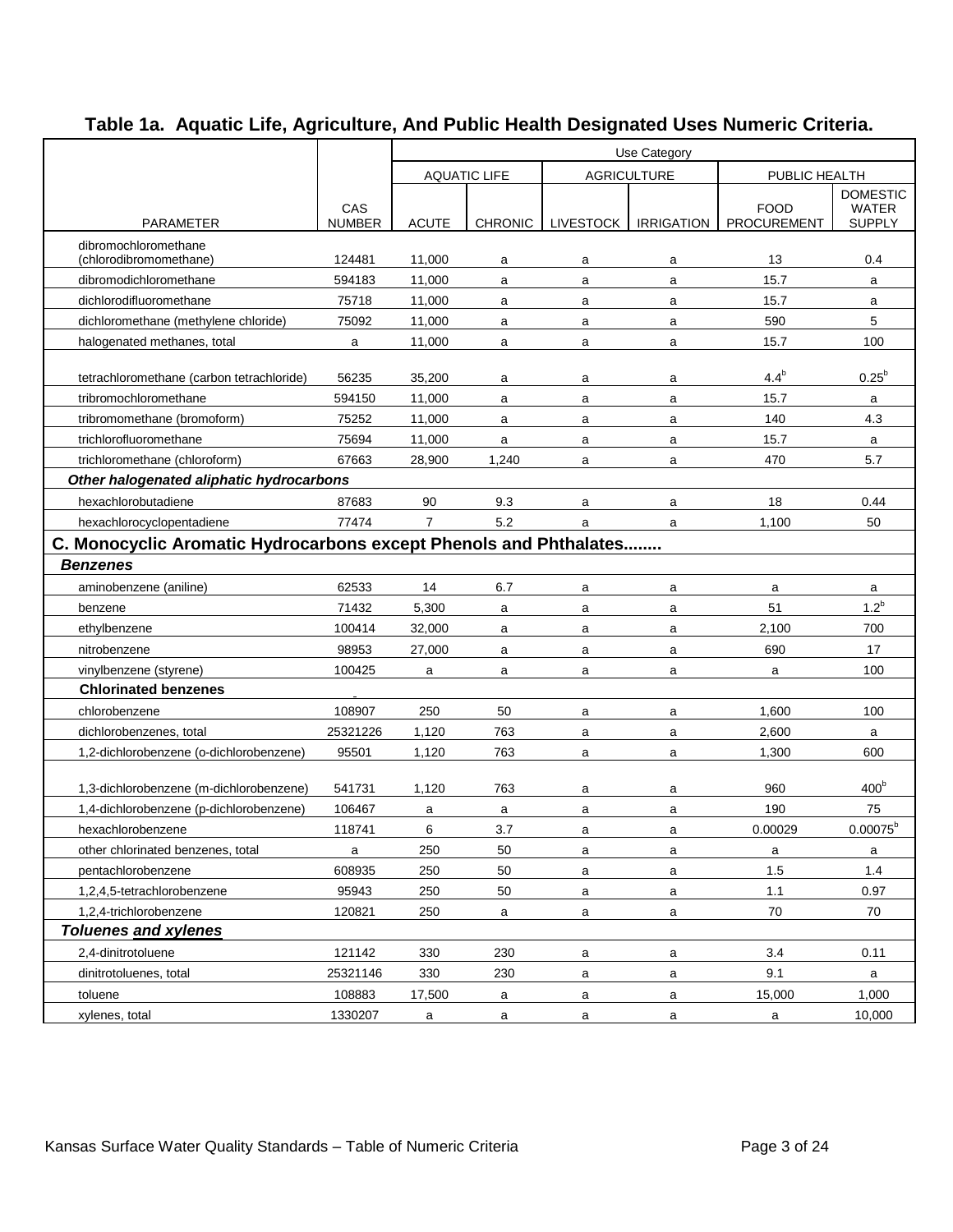## Table 1a. Aquatic Life, Agriculture, And Public Health Designated Uses Numeric Criteria.

| | | Use Category | | | | | |
|---|---|---|---|---|---|---|---|
| | | AQUATIC LIFE | | AGRICULTURE | | PUBLIC HEALTH | |
| PARAMETER | CAS NUMBER | ACUTE | CHRONIC | LIVESTOCK | IRRIGATION | FOOD PROCUREMENT | DOMESTIC WATER SUPPLY |
| dibromochloromethane (chlorodibromomethane) | 124481 | 11,000 | a | a | a | 13 | 0.4 |
| dibromodichloromethane | 594183 | 11,000 | a | a | a | 15.7 | a |
| dichlorodifluoromethane | 75718 | 11,000 | a | a | a | 15.7 | a |
| dichloromethane (methylene chloride) | 75092 | 11,000 | a | a | a | 590 | 5 |
| halogenated methanes, total | a | 11,000 | a | a | a | 15.7 | 100 |
| tetrachloromethane (carbon tetrachloride) | 56235 | 35,200 | a | a | a | 4.4[b] | 0.25[b] |
| tribromochloromethane | 594150 | 11,000 | a | a | a | 15.7 | a |
| tribromomethane (bromoform) | 75252 | 11,000 | a | a | a | 140 | 4.3 |
| trichlorofluoromethane | 75694 | 11,000 | a | a | a | 15.7 | a |
| trichloromethane (chloroform) | 67663 | 28,900 | 1,240 | a | a | 470 | 5.7 |
| ***Other halogenated aliphatic hydrocarbons*** | | | | | | | |
| hexachlorobutadiene | 87683 | 90 | 9.3 | a | a | 18 | 0.44 |
| hexachlorocyclopentadiene | 77474 | 7 | 5.2 | a | a | 1,100 | 50 |
| **C. Monocyclic Aromatic Hydrocarbons except Phenols and Phthalates........** | | | | | | | |
| ***Benzenes*** | | | | | | | |
| aminobenzene (aniline) | 62533 | 14 | 6.7 | a | a | a | a |
| benzene | 71432 | 5,300 | a | a | a | 51 | 1.2[b] |
| ethylbenzene | 100414 | 32,000 | a | a | a | 2,100 | 700 |
| nitrobenzene | 98953 | 27,000 | a | a | a | 690 | 17 |
| vinylbenzene (styrene) | 100425 | a | a | a | a | a | 100 |
| **Chlorinated benzenes** | | | | | | | |
| chlorobenzene | 108907 | 250 | 50 | a | a | 1,600 | 100 |
| dichlorobenzenes, total | 25321226 | 1,120 | 763 | a | a | 2,600 | a |
| 1,2-dichlorobenzene (o-dichlorobenzene) | 95501 | 1,120 | 763 | a | a | 1,300 | 600 |
| 1,3-dichlorobenzene (m-dichlorobenzene) | 541731 | 1,120 | 763 | a | a | 960 | 400[b] |
| 1,4-dichlorobenzene (p-dichlorobenzene) | 106467 | a | a | a | a | 190 | 75 |
| hexachlorobenzene | 118741 | 6 | 3.7 | a | a | 0.00029 | 0.00075[b] |
| other chlorinated benzenes, total | a | 250 | 50 | a | a | a | a |
| pentachlorobenzene | 608935 | 250 | 50 | a | a | 1.5 | 1.4 |
| 1,2,4,5-tetrachlorobenzene | 95943 | 250 | 50 | a | a | 1.1 | 0.97 |
| 1,2,4-trichlorobenzene | 120821 | 250 | a | a | a | 70 | 70 |
| ***Toluenes and xylenes*** | | | | | | | |
| 2,4-dinitrotoluene | 121142 | 330 | 230 | a | a | 3.4 | 0.11 |
| dinitrotoluenes, total | 25321146 | 330 | 230 | a | a | 9.1 | a |
| toluene | 108883 | 17,500 | a | a | a | 15,000 | 1,000 |
| xylenes, total | 1330207 | a | a | a | a | a | 10,000 |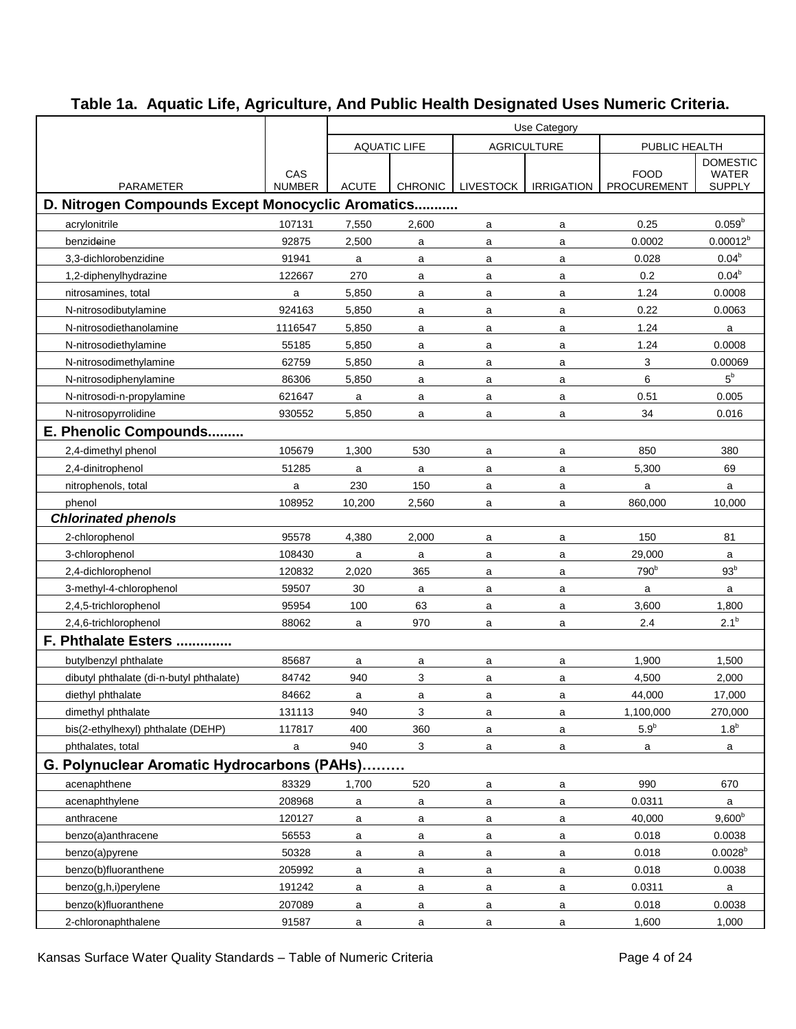## Table 1a. Aquatic Life, Agriculture, And Public Health Designated Uses Numeric Criteria.

| | | Use Category | | | | | |
|---|---|---|---|---|---|---|---|
| | | AQUATIC LIFE | | AGRICULTURE | | PUBLIC HEALTH | |
| PARAMETER | CAS NUMBER | ACUTE | CHRONIC | LIVESTOCK | IRRIGATION | FOOD PROCUREMENT | DOMESTIC WATER SUPPLY |
| **D. Nitrogen Compounds Except Monocyclic Aromatics...........** | | | | | | | |
| acrylonitrile | 107131 | 7,550 | 2,600 | a | a | 0.25 | 0.059[b] |
| benzideine | 92875 | 2,500 | a | a | a | 0.0002 | 0.00012[b] |
| 3,3-dichlorobenzidine | 91941 | a | a | a | a | 0.028 | 0.04[b] |
| 1,2-diphenylhydrazine | 122667 | 270 | a | a | a | 0.2 | 0.04[b] |
| nitrosamines, total | a | 5,850 | a | a | a | 1.24 | 0.0008 |
| N-nitrosodibutylamine | 924163 | 5,850 | a | a | a | 0.22 | 0.0063 |
| N-nitrosodiethanolamine | 1116547 | 5,850 | a | a | a | 1.24 | a |
| N-nitrosodiethylamine | 55185 | 5,850 | a | a | a | 1.24 | 0.0008 |
| N-nitrosodimethylamine | 62759 | 5,850 | a | a | a | 3 | 0.00069 |
| N-nitrosodiphenylamine | 86306 | 5,850 | a | a | a | 6 | 5[b] |
| N-nitrosodi-n-propylamine | 621647 | a | a | a | a | 0.51 | 0.005 |
| N-nitrosopyrrolidine | 930552 | 5,850 | a | a | a | 34 | 0.016 |
| **E. Phenolic Compounds.........** | | | | | | | |
| 2,4-dimethyl phenol | 105679 | 1,300 | 530 | a | a | 850 | 380 |
| 2,4-dinitrophenol | 51285 | a | a | a | a | 5,300 | 69 |
| nitrophenols, total | a | 230 | 150 | a | a | a | a |
| phenol | 108952 | 10,200 | 2,560 | a | a | 860,000 | 10,000 |
| ***Chlorinated phenols*** | | | | | | | |
| 2-chlorophenol | 95578 | 4,380 | 2,000 | a | a | 150 | 81 |
| 3-chlorophenol | 108430 | a | a | a | a | 29,000 | a |
| 2,4-dichlorophenol | 120832 | 2,020 | 365 | a | a | 790[b] | 93[b] |
| 3-methyl-4-chlorophenol | 59507 | 30 | a | a | a | a | a |
| 2,4,5-trichlorophenol | 95954 | 100 | 63 | a | a | 3,600 | 1,800 |
| 2,4,6-trichlorophenol | 88062 | a | 970 | a | a | 2.4 | 2.1[b] |
| **F. Phthalate Esters ..............** | | | | | | | |
| butylbenzyl phthalate | 85687 | a | a | a | a | 1,900 | 1,500 |
| dibutyl phthalate (di-n-butyl phthalate) | 84742 | 940 | 3 | a | a | 4,500 | 2,000 |
| diethyl phthalate | 84662 | a | a | a | a | 44,000 | 17,000 |
| dimethyl phthalate | 131113 | 940 | 3 | a | a | 1,100,000 | 270,000 |
| bis(2-ethylhexyl) phthalate (DEHP) | 117817 | 400 | 360 | a | a | 5.9[b] | 1.8[b] |
| phthalates, total | a | 940 | 3 | a | a | a | a |
| **G. Polynuclear Aromatic Hydrocarbons (PAHs)………** | | | | | | | |
| acenaphthene | 83329 | 1,700 | 520 | a | a | 990 | 670 |
| acenaphthylene | 208968 | a | a | a | a | 0.0311 | a |
| anthracene | 120127 | a | a | a | a | 40,000 | 9,600[b] |
| benzo(a)anthracene | 56553 | a | a | a | a | 0.018 | 0.0038 |
| benzo(a)pyrene | 50328 | a | a | a | a | 0.018 | 0.0028[b] |
| benzo(b)fluoranthene | 205992 | a | a | a | a | 0.018 | 0.0038 |
| benzo(g,h,i)perylene | 191242 | a | a | a | a | 0.0311 | a |
| benzo(k)fluoranthene | 207089 | a | a | a | a | 0.018 | 0.0038 |
| 2-chloronaphthalene | 91587 | a | a | a | a | 1,600 | 1,000 |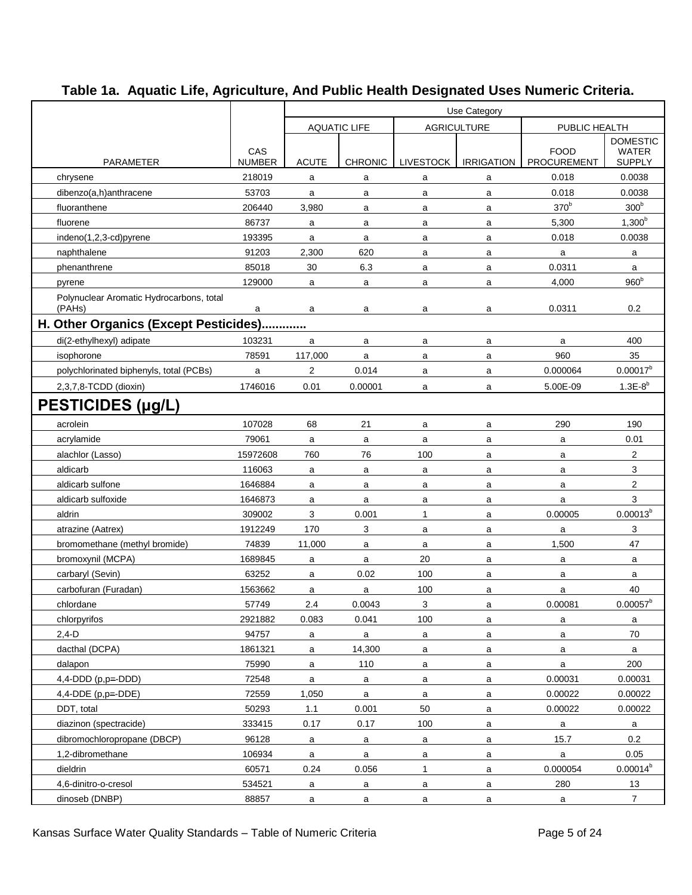## Table 1a. Aquatic Life, Agriculture, And Public Health Designated Uses Numeric Criteria.

| PARAMETER | CAS NUMBER | Use Category | | | | | |
|---|---|---|---|---|---|---|---|
| | | AQUATIC LIFE | | AGRICULTURE | | PUBLIC HEALTH | |
| | | ACUTE | CHRONIC | LIVESTOCK | IRRIGATION | FOOD PROCUREMENT | DOMESTIC WATER SUPPLY |
| chrysene | 218019 | a | a | a | a | 0.018 | 0.0038 |
| dibenzo(a,h)anthracene | 53703 | a | a | a | a | 0.018 | 0.0038 |
| fluoranthene | 206440 | 3,980 | a | a | a | 370[b] | 300[b] |
| fluorene | 86737 | a | a | a | a | 5,300 | 1,300[b] |
| indeno(1,2,3-cd)pyrene | 193395 | a | a | a | a | 0.018 | 0.0038 |
| naphthalene | 91203 | 2,300 | 620 | a | a | a | a |
| phenanthrene | 85018 | 30 | 6.3 | a | a | 0.0311 | a |
| pyrene | 129000 | a | a | a | a | 4,000 | 960[b] |
| Polynuclear Aromatic Hydrocarbons, total (PAHs) | a | a | a | a | a | 0.0311 | 0.2 |
| **H. Other Organics (Except Pesticides).............** | | | | | | | |
| di(2-ethylhexyl) adipate | 103231 | a | a | a | a | a | 400 |
| isophorone | 78591 | 117,000 | a | a | a | 960 | 35 |
| polychlorinated biphenyls, total (PCBs) | a | 2 | 0.014 | a | a | 0.000064 | 0.00017[b] |
| 2,3,7,8-TCDD (dioxin) | 1746016 | 0.01 | 0.00001 | a | a | 5.00E-09 | 1.3E-8[b] |
| **PESTICIDES (µg/L)** | | | | | | | |
| acrolein | 107028 | 68 | 21 | a | a | 290 | 190 |
| acrylamide | 79061 | a | a | a | a | a | 0.01 |
| alachlor (Lasso) | 15972608 | 760 | 76 | 100 | a | a | 2 |
| aldicarb | 116063 | a | a | a | a | a | 3 |
| aldicarb sulfone | 1646884 | a | a | a | a | a | 2 |
| aldicarb sulfoxide | 1646873 | a | a | a | a | a | 3 |
| aldrin | 309002 | 3 | 0.001 | 1 | a | 0.00005 | 0.00013[b] |
| atrazine (Aatrex) | 1912249 | 170 | 3 | a | a | a | 3 |
| bromomethane (methyl bromide) | 74839 | 11,000 | a | a | a | 1,500 | 47 |
| bromoxynil (MCPA) | 1689845 | a | a | 20 | a | a | a |
| carbaryl (Sevin) | 63252 | a | 0.02 | 100 | a | a | a |
| carbofuran (Furadan) | 1563662 | a | a | 100 | a | a | 40 |
| chlordane | 57749 | 2.4 | 0.0043 | 3 | a | 0.00081 | 0.00057[b] |
| chlorpyrifos | 2921882 | 0.083 | 0.041 | 100 | a | a | a |
| 2,4-D | 94757 | a | a | a | a | a | 70 |
| dacthal (DCPA) | 1861321 | a | 14,300 | a | a | a | a |
| dalapon | 75990 | a | 110 | a | a | a | 200 |
| 4,4-DDD (p,p=-DDD) | 72548 | a | a | a | a | 0.00031 | 0.00031 |
| 4,4-DDE (p,p=-DDE) | 72559 | 1,050 | a | a | a | 0.00022 | 0.00022 |
| DDT, total | 50293 | 1.1 | 0.001 | 50 | a | 0.00022 | 0.00022 |
| diazinon (spectracide) | 333415 | 0.17 | 0.17 | 100 | a | a | a |
| dibromochloropropane (DBCP) | 96128 | a | a | a | a | 15.7 | 0.2 |
| 1,2-dibromethane | 106934 | a | a | a | a | a | 0.05 |
| dieldrin | 60571 | 0.24 | 0.056 | 1 | a | 0.000054 | 0.00014[b] |
| 4,6-dinitro-o-cresol | 534521 | a | a | a | a | 280 | 13 |
| dinoseb (DNBP) | 88857 | a | a | a | a | a | 7 |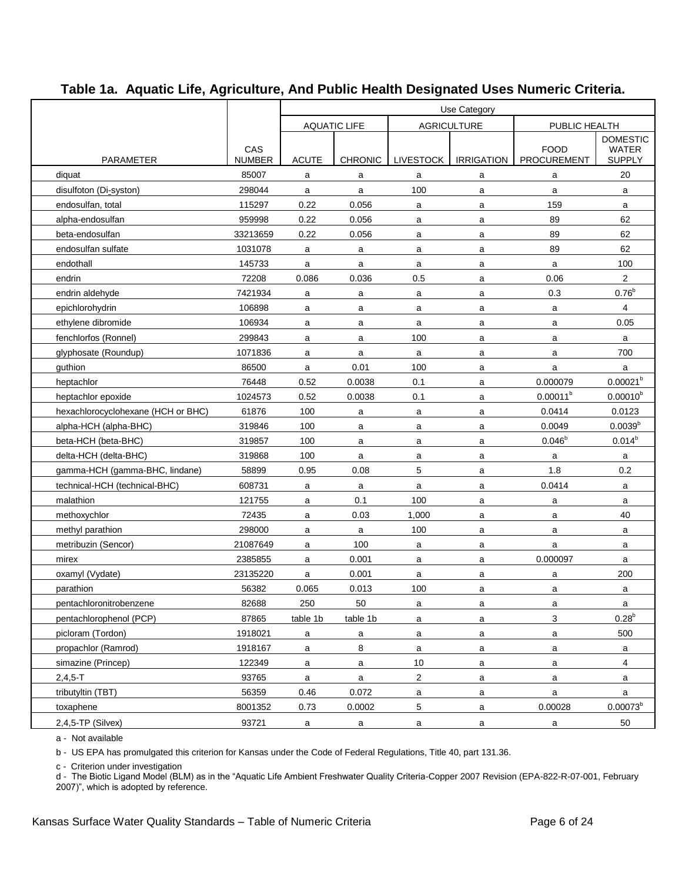## Table 1a. Aquatic Life, Agriculture, And Public Health Designated Uses Numeric Criteria.

| | | Use Category | | | | | |
|---|---|---|---|---|---|---|---|
| | | AQUATIC LIFE | | AGRICULTURE | | PUBLIC HEALTH | |
| PARAMETER | CAS NUMBER | ACUTE | CHRONIC | LIVESTOCK | IRRIGATION | FOOD PROCUREMENT | DOMESTIC WATER SUPPLY |
| diquat | 85007 | a | a | a | a | a | 20 |
| disulfoton (Di-syston) | 298044 | a | a | 100 | a | a | a |
| endosulfan, total | 115297 | 0.22 | 0.056 | a | a | 159 | a |
| alpha-endosulfan | 959998 | 0.22 | 0.056 | a | a | 89 | 62 |
| beta-endosulfan | 33213659 | 0.22 | 0.056 | a | a | 89 | 62 |
| endosulfan sulfate | 1031078 | a | a | a | a | 89 | 62 |
| endothall | 145733 | a | a | a | a | a | 100 |
| endrin | 72208 | 0.086 | 0.036 | 0.5 | a | 0.06 | 2 |
| endrin aldehyde | 7421934 | a | a | a | a | 0.3 | 0.76[b] |
| epichlorohydrin | 106898 | a | a | a | a | a | 4 |
| ethylene dibromide | 106934 | a | a | a | a | a | 0.05 |
| fenchlorfos (Ronnel) | 299843 | a | a | 100 | a | a | a |
| glyphosate (Roundup) | 1071836 | a | a | a | a | a | 700 |
| guthion | 86500 | a | 0.01 | 100 | a | a | a |
| heptachlor | 76448 | 0.52 | 0.0038 | 0.1 | a | 0.000079 | 0.00021[b] |
| heptachlor epoxide | 1024573 | 0.52 | 0.0038 | 0.1 | a | 0.00011[b] | 0.00010[b] |
| hexachlorocyclohexane (HCH or BHC) | 61876 | 100 | a | a | a | 0.0414 | 0.0123 |
| alpha-HCH (alpha-BHC) | 319846 | 100 | a | a | a | 0.0049 | 0.0039[b] |
| beta-HCH (beta-BHC) | 319857 | 100 | a | a | a | 0.046[b] | 0.014[b] |
| delta-HCH (delta-BHC) | 319868 | 100 | a | a | a | a | a |
| gamma-HCH (gamma-BHC, lindane) | 58899 | 0.95 | 0.08 | 5 | a | 1.8 | 0.2 |
| technical-HCH (technical-BHC) | 608731 | a | a | a | a | 0.0414 | a |
| malathion | 121755 | a | 0.1 | 100 | a | a | a |
| methoxychlor | 72435 | a | 0.03 | 1,000 | a | a | 40 |
| methyl parathion | 298000 | a | a | 100 | a | a | a |
| metribuzin (Sencor) | 21087649 | a | 100 | a | a | a | a |
| mirex | 2385855 | a | 0.001 | a | a | 0.000097 | a |
| oxamyl (Vydate) | 23135220 | a | 0.001 | a | a | a | 200 |
| parathion | 56382 | 0.065 | 0.013 | 100 | a | a | a |
| pentachloronitrobenzene | 82688 | 250 | 50 | a | a | a | a |
| pentachlorophenol (PCP) | 87865 | table 1b | table 1b | a | a | 3 | 0.28[b] |
| picloram (Tordon) | 1918021 | a | a | a | a | a | 500 |
| propachlor (Ramrod) | 1918167 | a | 8 | a | a | a | a |
| simazine (Princep) | 122349 | a | a | 10 | a | a | 4 |
| 2,4,5-T | 93765 | a | a | 2 | a | a | a |
| tributyltin (TBT) | 56359 | 0.46 | 0.072 | a | a | a | a |
| toxaphene | 8001352 | 0.73 | 0.0002 | 5 | a | 0.00028 | 0.00073[b] |
| 2,4,5-TP (Silvex) | 93721 | a | a | a | a | a | 50 |

a - Not available

b - US EPA has promulgated this criterion for Kansas under the Code of Federal Regulations, Title 40, part 131.36.

c - Criterion under investigation

d - The Biotic Ligand Model (BLM) as in the "Aquatic Life Ambient Freshwater Quality Criteria-Copper 2007 Revision (EPA-822-R-07-001, February 2007)", which is adopted by reference.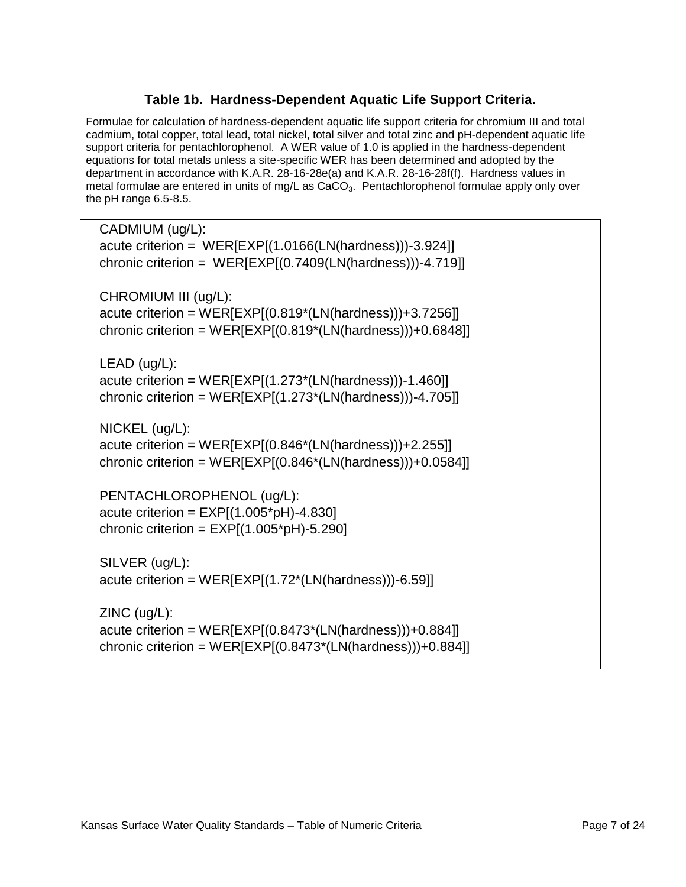### Table 1b. Hardness-Dependent Aquatic Life Support Criteria.

Formulae for calculation of hardness-dependent aquatic life support criteria for chromium III and total cadmium, total copper, total lead, total nickel, total silver and total zinc and pH-dependent aquatic life support criteria for pentachlorophenol. A WER value of 1.0 is applied in the hardness-dependent equations for total metals unless a site-specific WER has been determined and adopted by the department in accordance with K.A.R. 28-16-28e(a) and K.A.R. 28-16-28f(f). Hardness values in metal formulae are entered in units of mg/L as $CaCO_3$. Pentachlorophenol formulae apply only over the pH range 6.5-8.5.

CADMIUM (ug/L):
acute criterion = WER[EXP[(1.0166(LN(hardness)))-3.924]]
chronic criterion = WER[EXP[(0.7409(LN(hardness)))-4.719]]

CHROMIUM III (ug/L):
acute criterion = WER[EXP[(0.819*(LN(hardness)))+3.7256]]
chronic criterion = WER[EXP[(0.819*(LN(hardness)))+0.6848]]

LEAD (ug/L):
acute criterion = WER[EXP[(1.273*(LN(hardness)))-1.460]]
chronic criterion = WER[EXP[(1.273*(LN(hardness)))-4.705]]

NICKEL (ug/L):
acute criterion = WER[EXP[(0.846*(LN(hardness)))+2.255]]
chronic criterion = WER[EXP[(0.846*(LN(hardness)))+0.0584]]

PENTACHLOROPHENOL (ug/L):
acute criterion = EXP[(1.005*pH)-4.830]
chronic criterion = EXP[(1.005*pH)-5.290]

SILVER (ug/L):
acute criterion = WER[EXP[(1.72*(LN(hardness)))-6.59]]

ZINC (ug/L):
acute criterion = WER[EXP[(0.8473*(LN(hardness)))+0.884]]
chronic criterion = WER[EXP[(0.8473*(LN(hardness)))+0.884]]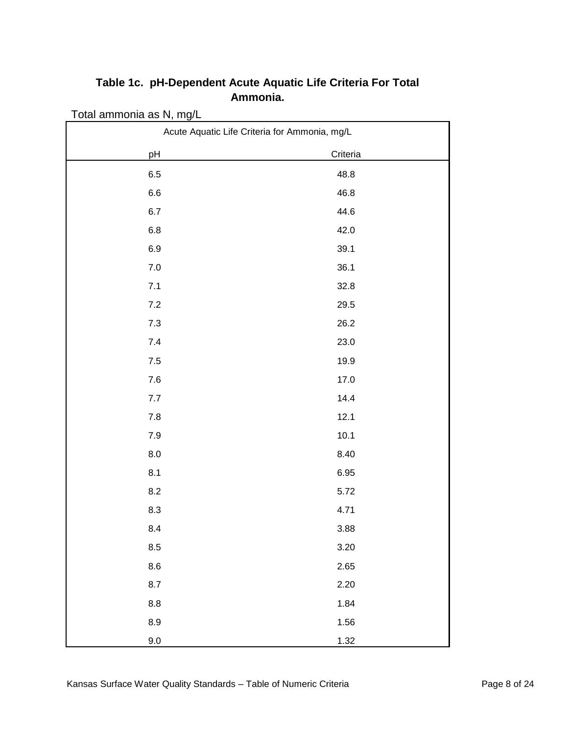### Table 1c. pH-Dependent Acute Aquatic Life Criteria For Total Ammonia.

Total ammonia as N, mg/L

| Acute Aquatic Life Criteria for Ammonia, mg/L | |
|---|---|
| pH | Criteria |
| 6.5 | 48.8 |
| 6.6 | 46.8 |
| 6.7 | 44.6 |
| 6.8 | 42.0 |
| 6.9 | 39.1 |
| 7.0 | 36.1 |
| 7.1 | 32.8 |
| 7.2 | 29.5 |
| 7.3 | 26.2 |
| 7.4 | 23.0 |
| 7.5 | 19.9 |
| 7.6 | 17.0 |
| 7.7 | 14.4 |
| 7.8 | 12.1 |
| 7.9 | 10.1 |
| 8.0 | 8.40 |
| 8.1 | 6.95 |
| 8.2 | 5.72 |
| 8.3 | 4.71 |
| 8.4 | 3.88 |
| 8.5 | 3.20 |
| 8.6 | 2.65 |
| 8.7 | 2.20 |
| 8.8 | 1.84 |
| 8.9 | 1.56 |
| 9.0 | 1.32 |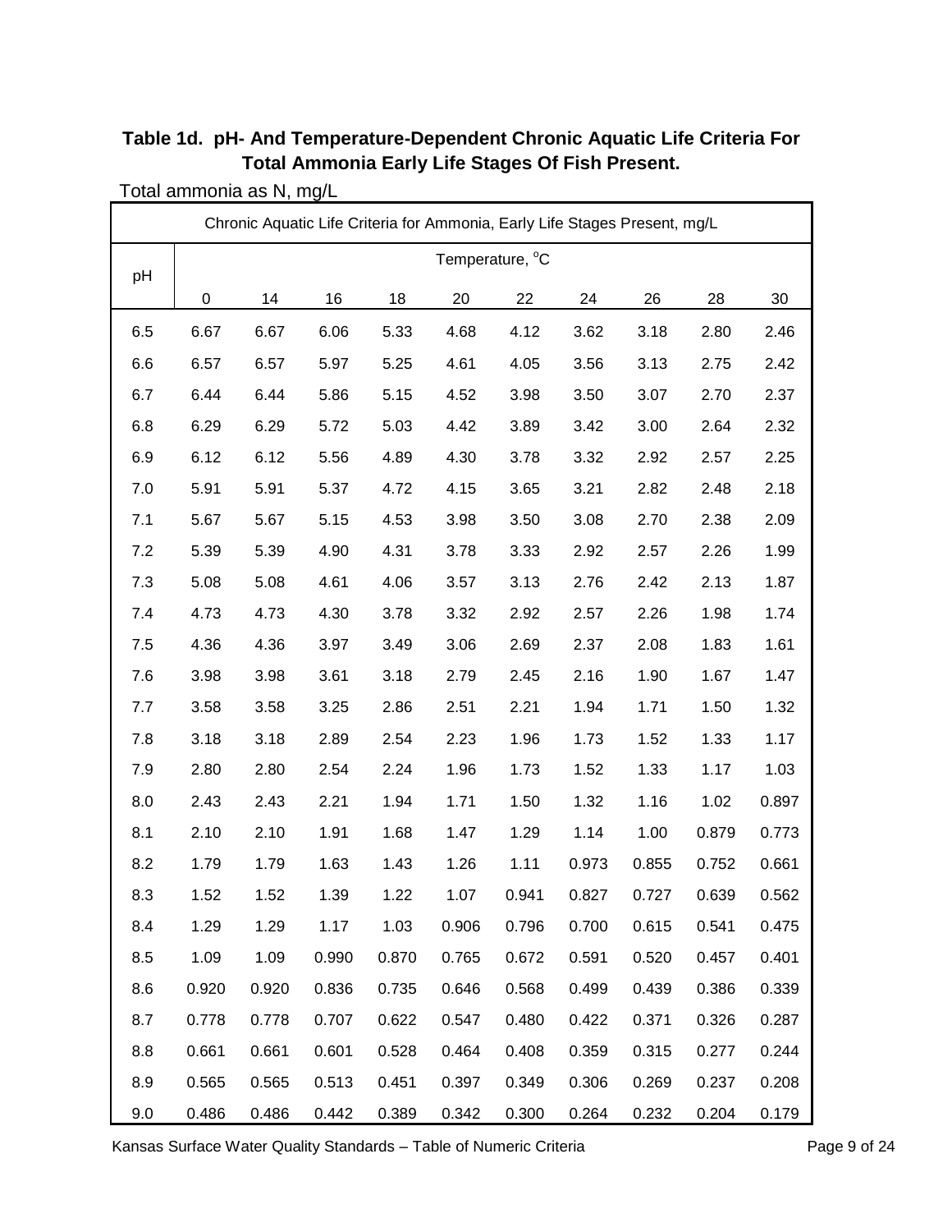**Table 1d. pH- And Temperature-Dependent Chronic Aquatic Life Criteria For Total Ammonia Early Life Stages Of Fish Present.**

Total ammonia as N, mg/L

| Chronic Aquatic Life Criteria for Ammonia, Early Life Stages Present, mg/L | | | | | | | | | | |
|---|---|---|---|---|---|---|---|---|---|---|
| pH | Temperature, °C | | | | | | | | | |
| | 0 | 14 | 16 | 18 | 20 | 22 | 24 | 26 | 28 | 30 |
| 6.5 | 6.67 | 6.67 | 6.06 | 5.33 | 4.68 | 4.12 | 3.62 | 3.18 | 2.80 | 2.46 |
| 6.6 | 6.57 | 6.57 | 5.97 | 5.25 | 4.61 | 4.05 | 3.56 | 3.13 | 2.75 | 2.42 |
| 6.7 | 6.44 | 6.44 | 5.86 | 5.15 | 4.52 | 3.98 | 3.50 | 3.07 | 2.70 | 2.37 |
| 6.8 | 6.29 | 6.29 | 5.72 | 5.03 | 4.42 | 3.89 | 3.42 | 3.00 | 2.64 | 2.32 |
| 6.9 | 6.12 | 6.12 | 5.56 | 4.89 | 4.30 | 3.78 | 3.32 | 2.92 | 2.57 | 2.25 |
| 7.0 | 5.91 | 5.91 | 5.37 | 4.72 | 4.15 | 3.65 | 3.21 | 2.82 | 2.48 | 2.18 |
| 7.1 | 5.67 | 5.67 | 5.15 | 4.53 | 3.98 | 3.50 | 3.08 | 2.70 | 2.38 | 2.09 |
| 7.2 | 5.39 | 5.39 | 4.90 | 4.31 | 3.78 | 3.33 | 2.92 | 2.57 | 2.26 | 1.99 |
| 7.3 | 5.08 | 5.08 | 4.61 | 4.06 | 3.57 | 3.13 | 2.76 | 2.42 | 2.13 | 1.87 |
| 7.4 | 4.73 | 4.73 | 4.30 | 3.78 | 3.32 | 2.92 | 2.57 | 2.26 | 1.98 | 1.74 |
| 7.5 | 4.36 | 4.36 | 3.97 | 3.49 | 3.06 | 2.69 | 2.37 | 2.08 | 1.83 | 1.61 |
| 7.6 | 3.98 | 3.98 | 3.61 | 3.18 | 2.79 | 2.45 | 2.16 | 1.90 | 1.67 | 1.47 |
| 7.7 | 3.58 | 3.58 | 3.25 | 2.86 | 2.51 | 2.21 | 1.94 | 1.71 | 1.50 | 1.32 |
| 7.8 | 3.18 | 3.18 | 2.89 | 2.54 | 2.23 | 1.96 | 1.73 | 1.52 | 1.33 | 1.17 |
| 7.9 | 2.80 | 2.80 | 2.54 | 2.24 | 1.96 | 1.73 | 1.52 | 1.33 | 1.17 | 1.03 |
| 8.0 | 2.43 | 2.43 | 2.21 | 1.94 | 1.71 | 1.50 | 1.32 | 1.16 | 1.02 | 0.897 |
| 8.1 | 2.10 | 2.10 | 1.91 | 1.68 | 1.47 | 1.29 | 1.14 | 1.00 | 0.879 | 0.773 |
| 8.2 | 1.79 | 1.79 | 1.63 | 1.43 | 1.26 | 1.11 | 0.973 | 0.855 | 0.752 | 0.661 |
| 8.3 | 1.52 | 1.52 | 1.39 | 1.22 | 1.07 | 0.941 | 0.827 | 0.727 | 0.639 | 0.562 |
| 8.4 | 1.29 | 1.29 | 1.17 | 1.03 | 0.906 | 0.796 | 0.700 | 0.615 | 0.541 | 0.475 |
| 8.5 | 1.09 | 1.09 | 0.990 | 0.870 | 0.765 | 0.672 | 0.591 | 0.520 | 0.457 | 0.401 |
| 8.6 | 0.920 | 0.920 | 0.836 | 0.735 | 0.646 | 0.568 | 0.499 | 0.439 | 0.386 | 0.339 |
| 8.7 | 0.778 | 0.778 | 0.707 | 0.622 | 0.547 | 0.480 | 0.422 | 0.371 | 0.326 | 0.287 |
| 8.8 | 0.661 | 0.661 | 0.601 | 0.528 | 0.464 | 0.408 | 0.359 | 0.315 | 0.277 | 0.244 |
| 8.9 | 0.565 | 0.565 | 0.513 | 0.451 | 0.397 | 0.349 | 0.306 | 0.269 | 0.237 | 0.208 |
| 9.0 | 0.486 | 0.486 | 0.442 | 0.389 | 0.342 | 0.300 | 0.264 | 0.232 | 0.204 | 0.179 |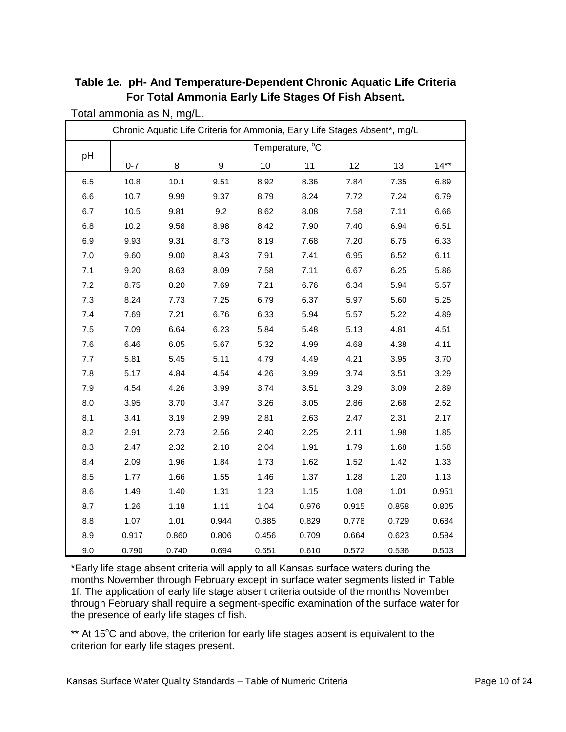**Table 1e. pH- And Temperature-Dependent Chronic Aquatic Life Criteria For Total Ammonia Early Life Stages Of Fish Absent.**

Total ammonia as N, mg/L.

| Chronic Aquatic Life Criteria for Ammonia, Early Life Stages Absent*, mg/L | | | | | | | | |
|---|---|---|---|---|---|---|---|---|
| pH | Temperature, °C | | | | | | | |
| | 0-7 | 8 | 9 | 10 | 11 | 12 | 13 | 14** |
| 6.5 | 10.8 | 10.1 | 9.51 | 8.92 | 8.36 | 7.84 | 7.35 | 6.89 |
| 6.6 | 10.7 | 9.99 | 9.37 | 8.79 | 8.24 | 7.72 | 7.24 | 6.79 |
| 6.7 | 10.5 | 9.81 | 9.2 | 8.62 | 8.08 | 7.58 | 7.11 | 6.66 |
| 6.8 | 10.2 | 9.58 | 8.98 | 8.42 | 7.90 | 7.40 | 6.94 | 6.51 |
| 6.9 | 9.93 | 9.31 | 8.73 | 8.19 | 7.68 | 7.20 | 6.75 | 6.33 |
| 7.0 | 9.60 | 9.00 | 8.43 | 7.91 | 7.41 | 6.95 | 6.52 | 6.11 |
| 7.1 | 9.20 | 8.63 | 8.09 | 7.58 | 7.11 | 6.67 | 6.25 | 5.86 |
| 7.2 | 8.75 | 8.20 | 7.69 | 7.21 | 6.76 | 6.34 | 5.94 | 5.57 |
| 7.3 | 8.24 | 7.73 | 7.25 | 6.79 | 6.37 | 5.97 | 5.60 | 5.25 |
| 7.4 | 7.69 | 7.21 | 6.76 | 6.33 | 5.94 | 5.57 | 5.22 | 4.89 |
| 7.5 | 7.09 | 6.64 | 6.23 | 5.84 | 5.48 | 5.13 | 4.81 | 4.51 |
| 7.6 | 6.46 | 6.05 | 5.67 | 5.32 | 4.99 | 4.68 | 4.38 | 4.11 |
| 7.7 | 5.81 | 5.45 | 5.11 | 4.79 | 4.49 | 4.21 | 3.95 | 3.70 |
| 7.8 | 5.17 | 4.84 | 4.54 | 4.26 | 3.99 | 3.74 | 3.51 | 3.29 |
| 7.9 | 4.54 | 4.26 | 3.99 | 3.74 | 3.51 | 3.29 | 3.09 | 2.89 |
| 8.0 | 3.95 | 3.70 | 3.47 | 3.26 | 3.05 | 2.86 | 2.68 | 2.52 |
| 8.1 | 3.41 | 3.19 | 2.99 | 2.81 | 2.63 | 2.47 | 2.31 | 2.17 |
| 8.2 | 2.91 | 2.73 | 2.56 | 2.40 | 2.25 | 2.11 | 1.98 | 1.85 |
| 8.3 | 2.47 | 2.32 | 2.18 | 2.04 | 1.91 | 1.79 | 1.68 | 1.58 |
| 8.4 | 2.09 | 1.96 | 1.84 | 1.73 | 1.62 | 1.52 | 1.42 | 1.33 |
| 8.5 | 1.77 | 1.66 | 1.55 | 1.46 | 1.37 | 1.28 | 1.20 | 1.13 |
| 8.6 | 1.49 | 1.40 | 1.31 | 1.23 | 1.15 | 1.08 | 1.01 | 0.951 |
| 8.7 | 1.26 | 1.18 | 1.11 | 1.04 | 0.976 | 0.915 | 0.858 | 0.805 |
| 8.8 | 1.07 | 1.01 | 0.944 | 0.885 | 0.829 | 0.778 | 0.729 | 0.684 |
| 8.9 | 0.917 | 0.860 | 0.806 | 0.456 | 0.709 | 0.664 | 0.623 | 0.584 |
| 9.0 | 0.790 | 0.740 | 0.694 | 0.651 | 0.610 | 0.572 | 0.536 | 0.503 |

*Early life stage absent criteria will apply to all Kansas surface waters during the months November through February except in surface water segments listed in Table 1f. The application of early life stage absent criteria outside of the months November through February shall require a segment-specific examination of the surface water for the presence of early life stages of fish.

** At 15°C and above, the criterion for early life stages absent is equivalent to the criterion for early life stages present.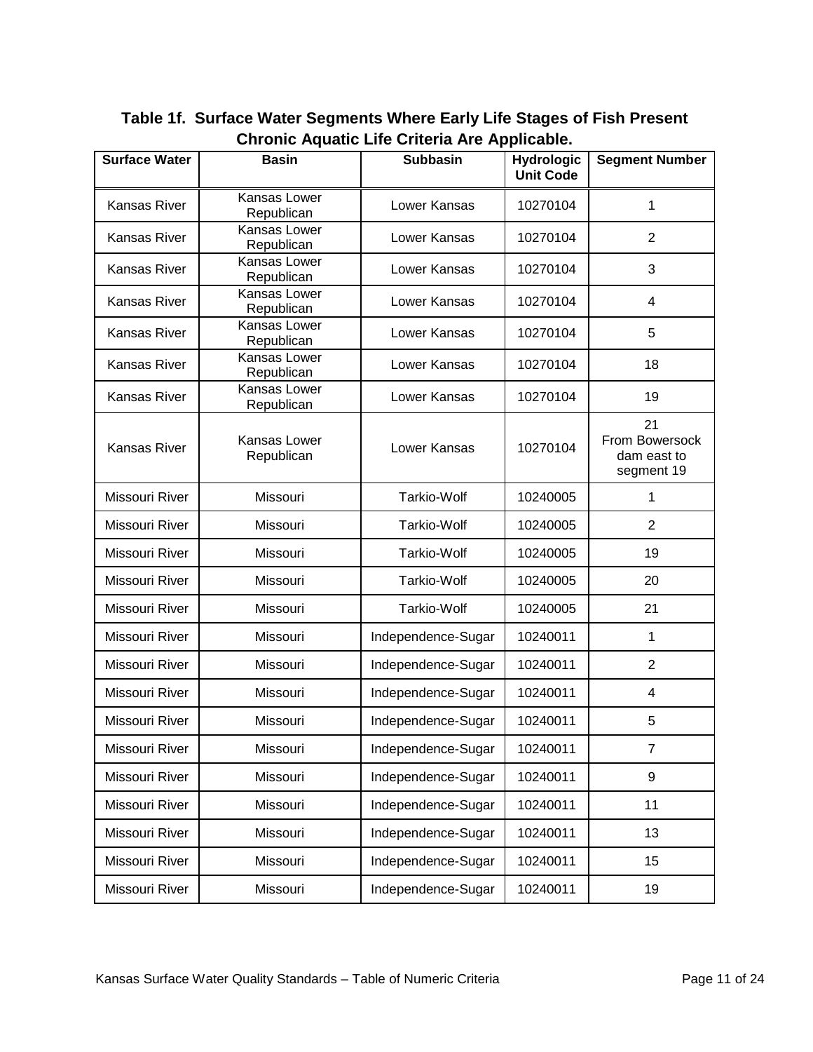**Table 1f. Surface Water Segments Where Early Life Stages of Fish Present Chronic Aquatic Life Criteria Are Applicable.**

| Surface Water | Basin | Subbasin | Hydrologic Unit Code | Segment Number |
|---|---|---|---|---|
| Kansas River | Kansas Lower Republican | Lower Kansas | 10270104 | 1 |
| Kansas River | Kansas Lower Republican | Lower Kansas | 10270104 | 2 |
| Kansas River | Kansas Lower Republican | Lower Kansas | 10270104 | 3 |
| Kansas River | Kansas Lower Republican | Lower Kansas | 10270104 | 4 |
| Kansas River | Kansas Lower Republican | Lower Kansas | 10270104 | 5 |
| Kansas River | Kansas Lower Republican | Lower Kansas | 10270104 | 18 |
| Kansas River | Kansas Lower Republican | Lower Kansas | 10270104 | 19 |
| Kansas River | Kansas Lower Republican | Lower Kansas | 10270104 | 21 From Bowersock dam east to segment 19 |
| Missouri River | Missouri | Tarkio-Wolf | 10240005 | 1 |
| Missouri River | Missouri | Tarkio-Wolf | 10240005 | 2 |
| Missouri River | Missouri | Tarkio-Wolf | 10240005 | 19 |
| Missouri River | Missouri | Tarkio-Wolf | 10240005 | 20 |
| Missouri River | Missouri | Tarkio-Wolf | 10240005 | 21 |
| Missouri River | Missouri | Independence-Sugar | 10240011 | 1 |
| Missouri River | Missouri | Independence-Sugar | 10240011 | 2 |
| Missouri River | Missouri | Independence-Sugar | 10240011 | 4 |
| Missouri River | Missouri | Independence-Sugar | 10240011 | 5 |
| Missouri River | Missouri | Independence-Sugar | 10240011 | 7 |
| Missouri River | Missouri | Independence-Sugar | 10240011 | 9 |
| Missouri River | Missouri | Independence-Sugar | 10240011 | 11 |
| Missouri River | Missouri | Independence-Sugar | 10240011 | 13 |
| Missouri River | Missouri | Independence-Sugar | 10240011 | 15 |
| Missouri River | Missouri | Independence-Sugar | 10240011 | 19 |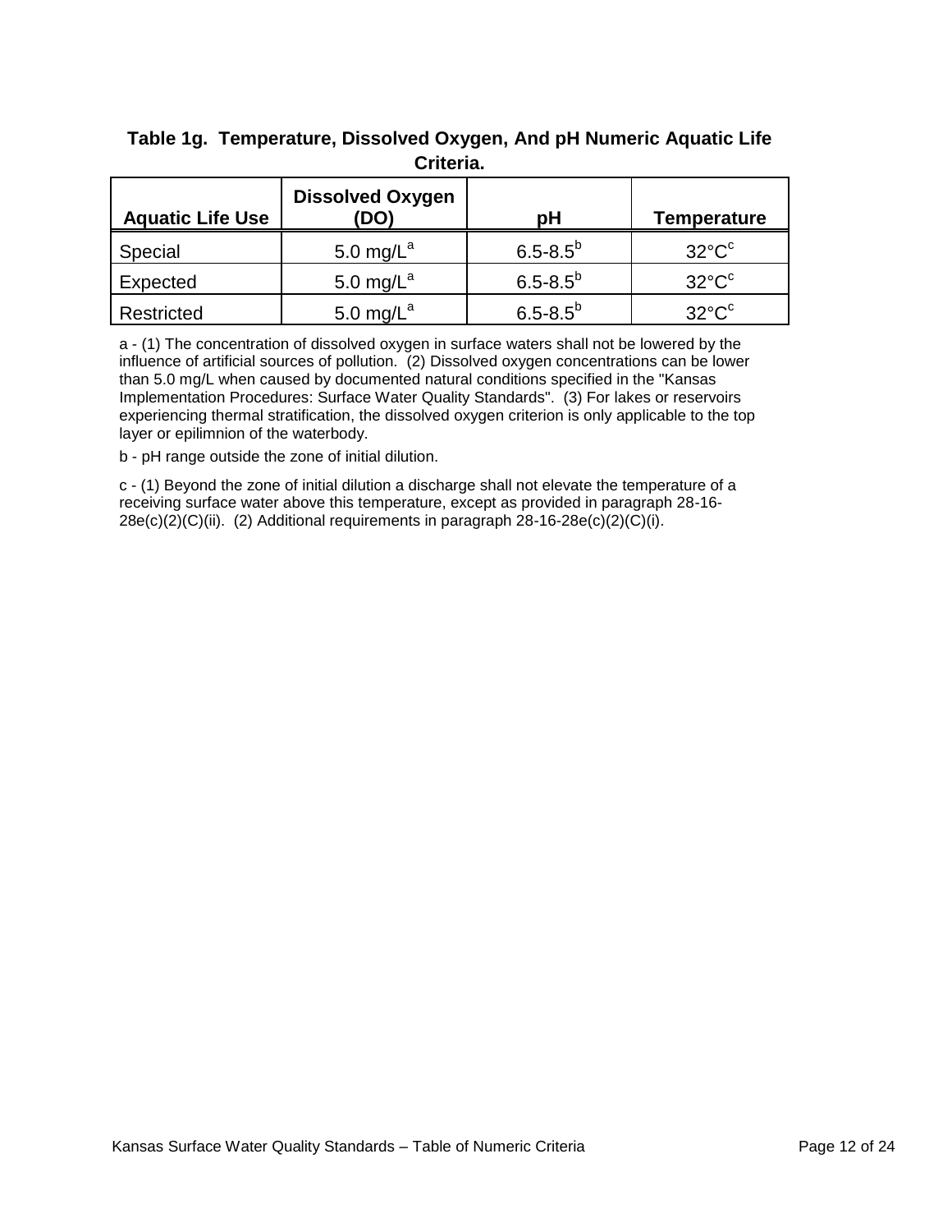**Table 1g. Temperature, Dissolved Oxygen, And pH Numeric Aquatic Life Criteria.**

| Aquatic Life Use | Dissolved Oxygen (DO) | pH | Temperature |
|---|---|---|---|
| Special | 5.0 mg/L[a] | 6.5-8.5[b] | 32°C[c] |
| Expected | 5.0 mg/L[a] | 6.5-8.5[b] | 32°C[c] |
| Restricted | 5.0 mg/L[a] | 6.5-8.5[b] | 32°C[c] |

a - (1) The concentration of dissolved oxygen in surface waters shall not be lowered by the influence of artificial sources of pollution. (2) Dissolved oxygen concentrations can be lower than 5.0 mg/L when caused by documented natural conditions specified in the "Kansas Implementation Procedures: Surface Water Quality Standards". (3) For lakes or reservoirs experiencing thermal stratification, the dissolved oxygen criterion is only applicable to the top layer or epilimnion of the waterbody.

b - pH range outside the zone of initial dilution.

c - (1) Beyond the zone of initial dilution a discharge shall not elevate the temperature of a receiving surface water above this temperature, except as provided in paragraph 28-16-28e(c)(2)(C)(ii). (2) Additional requirements in paragraph 28-16-28e(c)(2)(C)(i).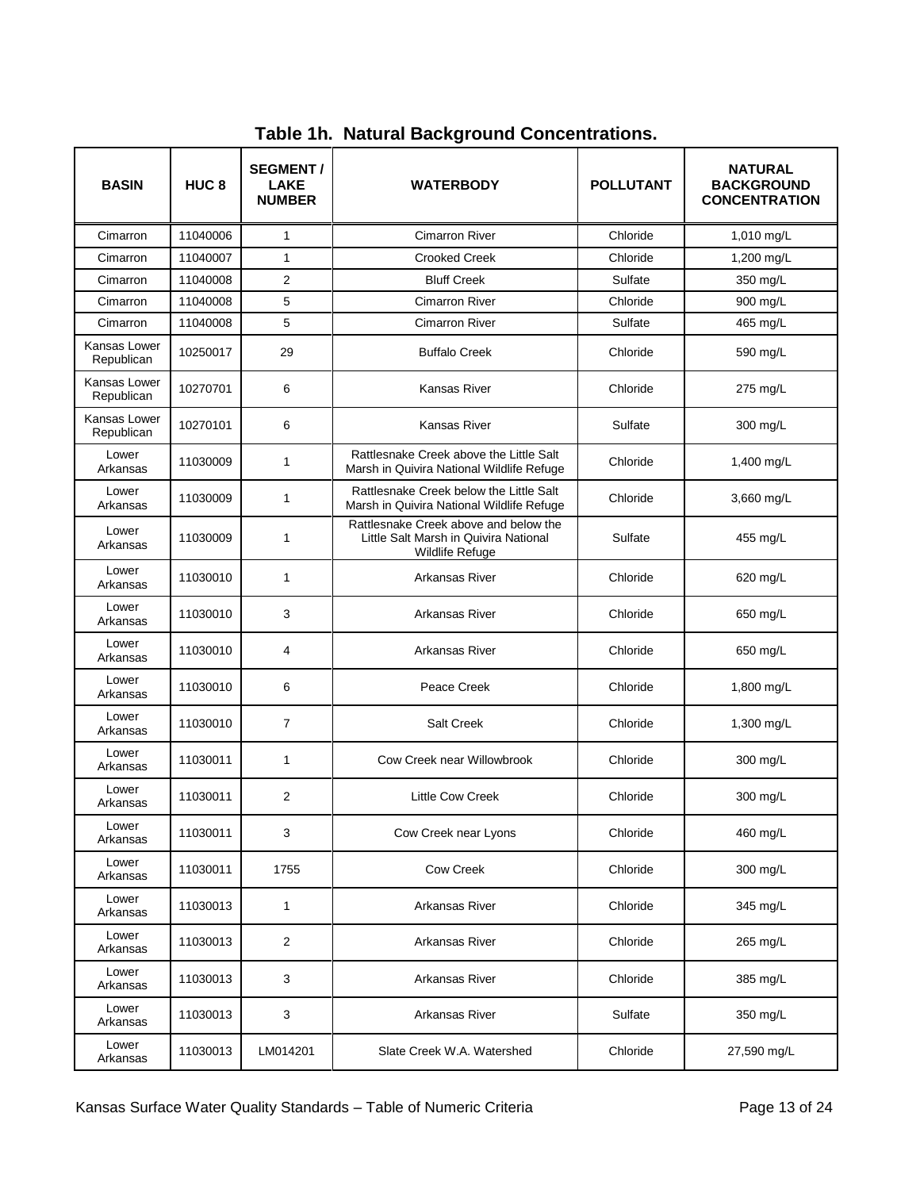## Table 1h. Natural Background Concentrations.

| BASIN | HUC 8 | SEGMENT / LAKE NUMBER | WATERBODY | POLLUTANT | NATURAL BACKGROUND CONCENTRATION |
|---|---|---|---|---|---|
| Cimarron | 11040006 | 1 | Cimarron River | Chloride | 1,010 mg/L |
| Cimarron | 11040007 | 1 | Crooked Creek | Chloride | 1,200 mg/L |
| Cimarron | 11040008 | 2 | Bluff Creek | Sulfate | 350 mg/L |
| Cimarron | 11040008 | 5 | Cimarron River | Chloride | 900 mg/L |
| Cimarron | 11040008 | 5 | Cimarron River | Sulfate | 465 mg/L |
| Kansas Lower Republican | 10250017 | 29 | Buffalo Creek | Chloride | 590 mg/L |
| Kansas Lower Republican | 10270701 | 6 | Kansas River | Chloride | 275 mg/L |
| Kansas Lower Republican | 10270101 | 6 | Kansas River | Sulfate | 300 mg/L |
| Lower Arkansas | 11030009 | 1 | Rattlesnake Creek above the Little Salt Marsh in Quivira National Wildlife Refuge | Chloride | 1,400 mg/L |
| Lower Arkansas | 11030009 | 1 | Rattlesnake Creek below the Little Salt Marsh in Quivira National Wildlife Refuge | Chloride | 3,660 mg/L |
| Lower Arkansas | 11030009 | 1 | Rattlesnake Creek above and below the Little Salt Marsh in Quivira National Wildlife Refuge | Sulfate | 455 mg/L |
| Lower Arkansas | 11030010 | 1 | Arkansas River | Chloride | 620 mg/L |
| Lower Arkansas | 11030010 | 3 | Arkansas River | Chloride | 650 mg/L |
| Lower Arkansas | 11030010 | 4 | Arkansas River | Chloride | 650 mg/L |
| Lower Arkansas | 11030010 | 6 | Peace Creek | Chloride | 1,800 mg/L |
| Lower Arkansas | 11030010 | 7 | Salt Creek | Chloride | 1,300 mg/L |
| Lower Arkansas | 11030011 | 1 | Cow Creek near Willowbrook | Chloride | 300 mg/L |
| Lower Arkansas | 11030011 | 2 | Little Cow Creek | Chloride | 300 mg/L |
| Lower Arkansas | 11030011 | 3 | Cow Creek near Lyons | Chloride | 460 mg/L |
| Lower Arkansas | 11030011 | 1755 | Cow Creek | Chloride | 300 mg/L |
| Lower Arkansas | 11030013 | 1 | Arkansas River | Chloride | 345 mg/L |
| Lower Arkansas | 11030013 | 2 | Arkansas River | Chloride | 265 mg/L |
| Lower Arkansas | 11030013 | 3 | Arkansas River | Chloride | 385 mg/L |
| Lower Arkansas | 11030013 | 3 | Arkansas River | Sulfate | 350 mg/L |
| Lower Arkansas | 11030013 | LM014201 | Slate Creek W.A. Watershed | Chloride | 27,590 mg/L |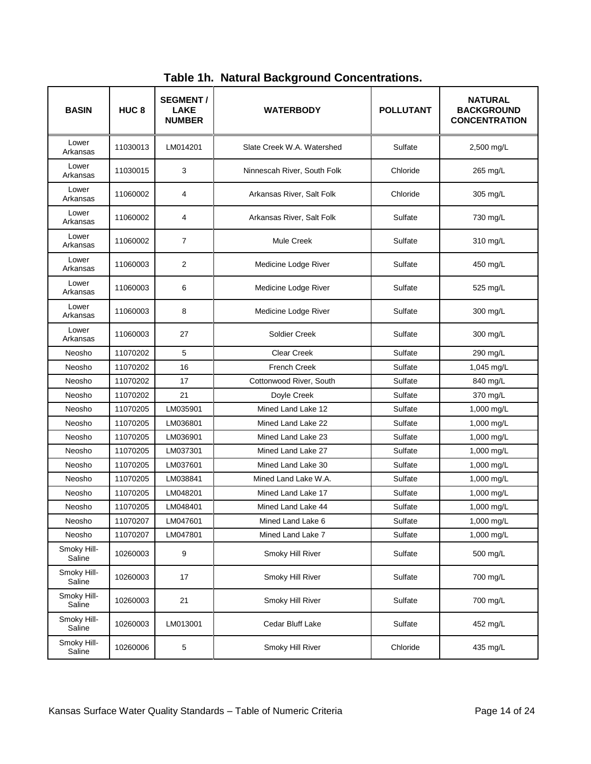# Table 1h. Natural Background Concentrations.

| BASIN | HUC 8 | SEGMENT / LAKE NUMBER | WATERBODY | POLLUTANT | NATURAL BACKGROUND CONCENTRATION |
|---|---|---|---|---|---|
| Lower Arkansas | 11030013 | LM014201 | Slate Creek W.A. Watershed | Sulfate | 2,500 mg/L |
| Lower Arkansas | 11030015 | 3 | Ninnescah River, South Folk | Chloride | 265 mg/L |
| Lower Arkansas | 11060002 | 4 | Arkansas River, Salt Folk | Chloride | 305 mg/L |
| Lower Arkansas | 11060002 | 4 | Arkansas River, Salt Folk | Sulfate | 730 mg/L |
| Lower Arkansas | 11060002 | 7 | Mule Creek | Sulfate | 310 mg/L |
| Lower Arkansas | 11060003 | 2 | Medicine Lodge River | Sulfate | 450 mg/L |
| Lower Arkansas | 11060003 | 6 | Medicine Lodge River | Sulfate | 525 mg/L |
| Lower Arkansas | 11060003 | 8 | Medicine Lodge River | Sulfate | 300 mg/L |
| Lower Arkansas | 11060003 | 27 | Soldier Creek | Sulfate | 300 mg/L |
| Neosho | 11070202 | 5 | Clear Creek | Sulfate | 290 mg/L |
| Neosho | 11070202 | 16 | French Creek | Sulfate | 1,045 mg/L |
| Neosho | 11070202 | 17 | Cottonwood River, South | Sulfate | 840 mg/L |
| Neosho | 11070202 | 21 | Doyle Creek | Sulfate | 370 mg/L |
| Neosho | 11070205 | LM035901 | Mined Land Lake 12 | Sulfate | 1,000 mg/L |
| Neosho | 11070205 | LM036801 | Mined Land Lake 22 | Sulfate | 1,000 mg/L |
| Neosho | 11070205 | LM036901 | Mined Land Lake 23 | Sulfate | 1,000 mg/L |
| Neosho | 11070205 | LM037301 | Mined Land Lake 27 | Sulfate | 1,000 mg/L |
| Neosho | 11070205 | LM037601 | Mined Land Lake 30 | Sulfate | 1,000 mg/L |
| Neosho | 11070205 | LM038841 | Mined Land Lake W.A. | Sulfate | 1,000 mg/L |
| Neosho | 11070205 | LM048201 | Mined Land Lake 17 | Sulfate | 1,000 mg/L |
| Neosho | 11070205 | LM048401 | Mined Land Lake 44 | Sulfate | 1,000 mg/L |
| Neosho | 11070207 | LM047601 | Mined Land Lake 6 | Sulfate | 1,000 mg/L |
| Neosho | 11070207 | LM047801 | Mined Land Lake 7 | Sulfate | 1,000 mg/L |
| Smoky Hill-Saline | 10260003 | 9 | Smoky Hill River | Sulfate | 500 mg/L |
| Smoky Hill-Saline | 10260003 | 17 | Smoky Hill River | Sulfate | 700 mg/L |
| Smoky Hill-Saline | 10260003 | 21 | Smoky Hill River | Sulfate | 700 mg/L |
| Smoky Hill-Saline | 10260003 | LM013001 | Cedar Bluff Lake | Sulfate | 452 mg/L |
| Smoky Hill-Saline | 10260006 | 5 | Smoky Hill River | Chloride | 435 mg/L |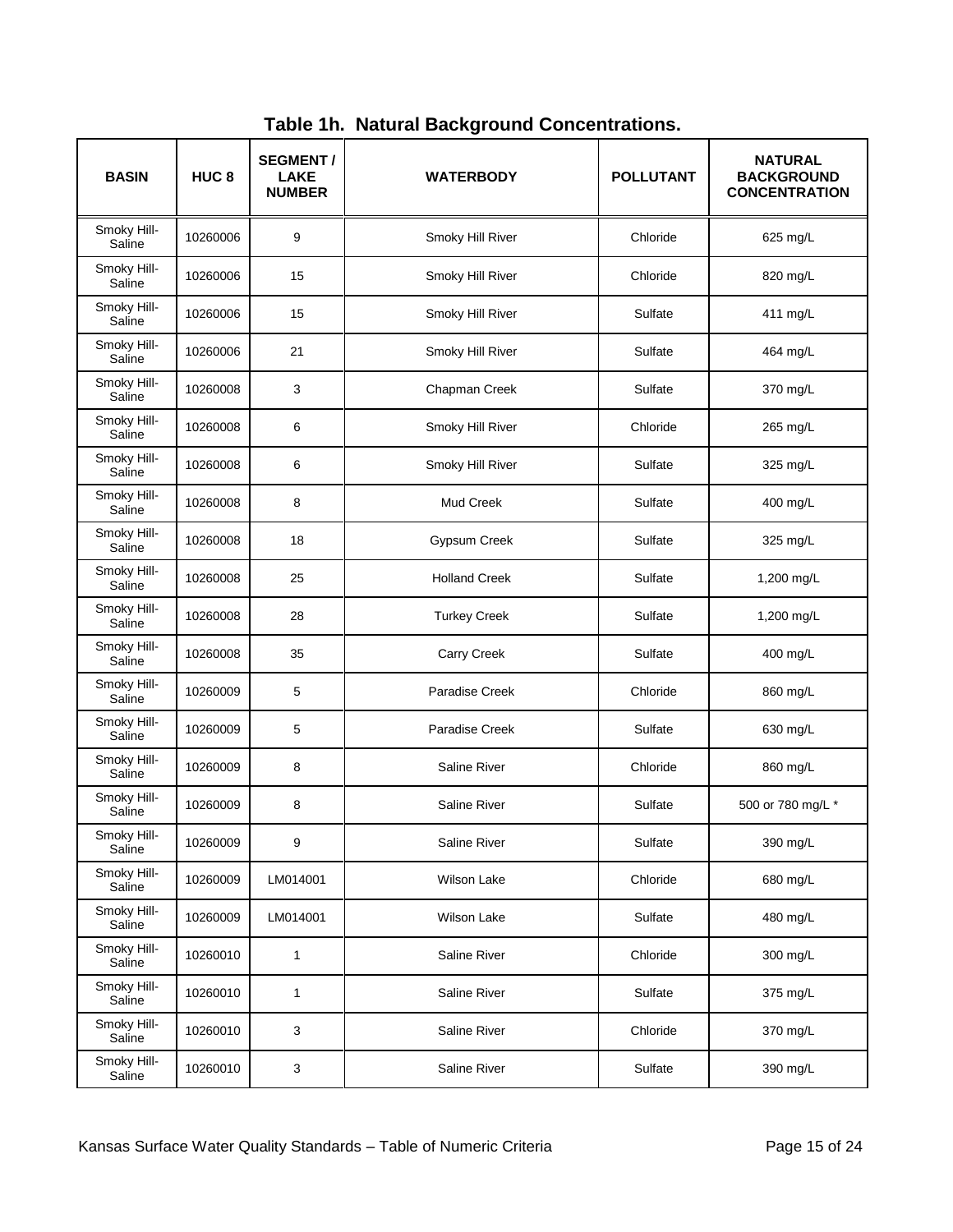# Table 1h. Natural Background Concentrations.

| BASIN | HUC 8 | SEGMENT / LAKE NUMBER | WATERBODY | POLLUTANT | NATURAL BACKGROUND CONCENTRATION |
|---|---|---|---|---|---|
| Smoky Hill-Saline | 10260006 | 9 | Smoky Hill River | Chloride | 625 mg/L |
| Smoky Hill-Saline | 10260006 | 15 | Smoky Hill River | Chloride | 820 mg/L |
| Smoky Hill-Saline | 10260006 | 15 | Smoky Hill River | Sulfate | 411 mg/L |
| Smoky Hill-Saline | 10260006 | 21 | Smoky Hill River | Sulfate | 464 mg/L |
| Smoky Hill-Saline | 10260008 | 3 | Chapman Creek | Sulfate | 370 mg/L |
| Smoky Hill-Saline | 10260008 | 6 | Smoky Hill River | Chloride | 265 mg/L |
| Smoky Hill-Saline | 10260008 | 6 | Smoky Hill River | Sulfate | 325 mg/L |
| Smoky Hill-Saline | 10260008 | 8 | Mud Creek | Sulfate | 400 mg/L |
| Smoky Hill-Saline | 10260008 | 18 | Gypsum Creek | Sulfate | 325 mg/L |
| Smoky Hill-Saline | 10260008 | 25 | Holland Creek | Sulfate | 1,200 mg/L |
| Smoky Hill-Saline | 10260008 | 28 | Turkey Creek | Sulfate | 1,200 mg/L |
| Smoky Hill-Saline | 10260008 | 35 | Carry Creek | Sulfate | 400 mg/L |
| Smoky Hill-Saline | 10260009 | 5 | Paradise Creek | Chloride | 860 mg/L |
| Smoky Hill-Saline | 10260009 | 5 | Paradise Creek | Sulfate | 630 mg/L |
| Smoky Hill-Saline | 10260009 | 8 | Saline River | Chloride | 860 mg/L |
| Smoky Hill-Saline | 10260009 | 8 | Saline River | Sulfate | 500 or 780 mg/L * |
| Smoky Hill-Saline | 10260009 | 9 | Saline River | Sulfate | 390 mg/L |
| Smoky Hill-Saline | 10260009 | LM014001 | Wilson Lake | Chloride | 680 mg/L |
| Smoky Hill-Saline | 10260009 | LM014001 | Wilson Lake | Sulfate | 480 mg/L |
| Smoky Hill-Saline | 10260010 | 1 | Saline River | Chloride | 300 mg/L |
| Smoky Hill-Saline | 10260010 | 1 | Saline River | Sulfate | 375 mg/L |
| Smoky Hill-Saline | 10260010 | 3 | Saline River | Chloride | 370 mg/L |
| Smoky Hill-Saline | 10260010 | 3 | Saline River | Sulfate | 390 mg/L |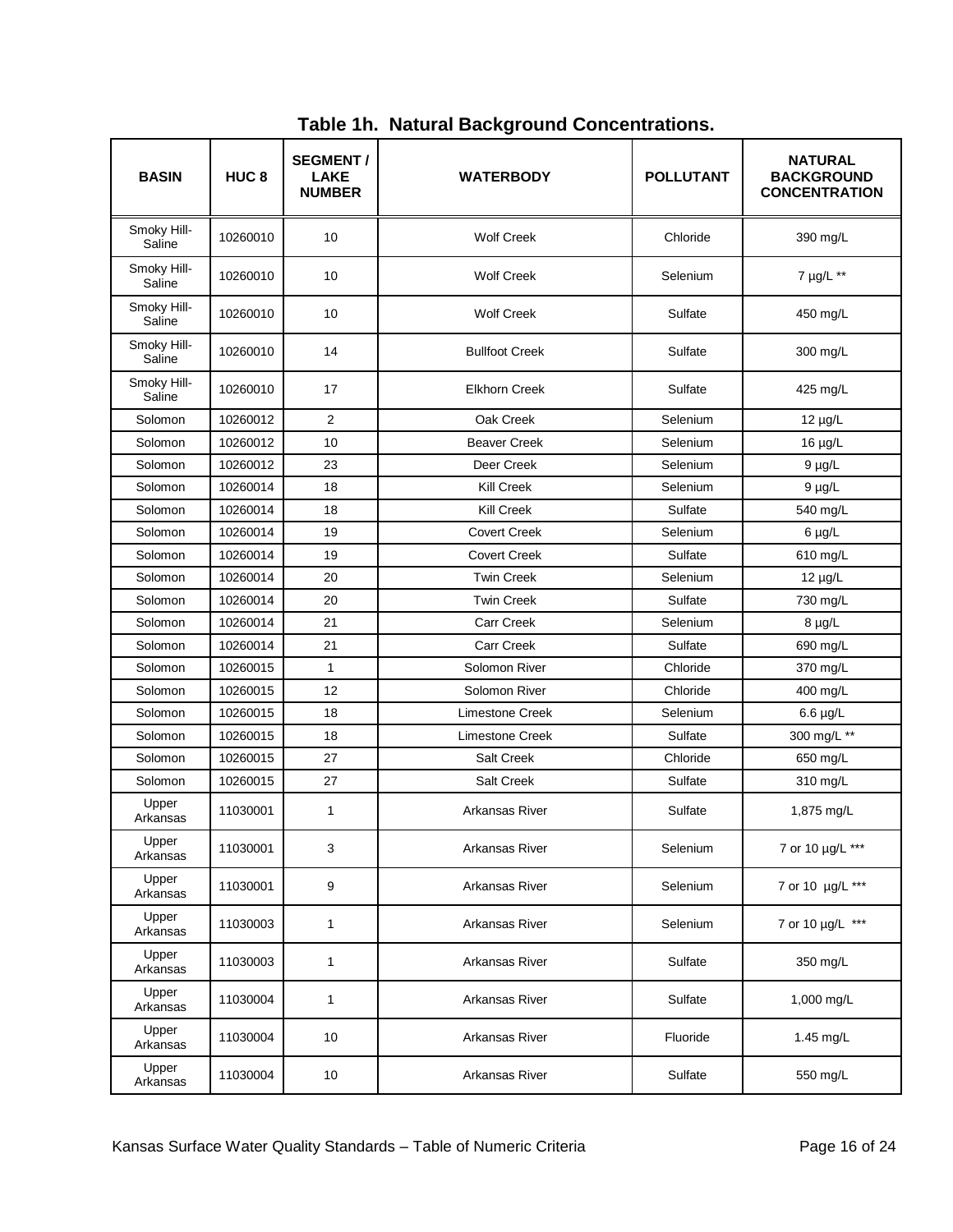## Table 1h. Natural Background Concentrations.

| BASIN | HUC 8 | SEGMENT / LAKE NUMBER | WATERBODY | POLLUTANT | NATURAL BACKGROUND CONCENTRATION |
|---|---|---|---|---|---|
| Smoky Hill-Saline | 10260010 | 10 | Wolf Creek | Chloride | 390 mg/L |
| Smoky Hill-Saline | 10260010 | 10 | Wolf Creek | Selenium | 7 µg/L ** |
| Smoky Hill-Saline | 10260010 | 10 | Wolf Creek | Sulfate | 450 mg/L |
| Smoky Hill-Saline | 10260010 | 14 | Bullfoot Creek | Sulfate | 300 mg/L |
| Smoky Hill-Saline | 10260010 | 17 | Elkhorn Creek | Sulfate | 425 mg/L |
| Solomon | 10260012 | 2 | Oak Creek | Selenium | 12 µg/L |
| Solomon | 10260012 | 10 | Beaver Creek | Selenium | 16 µg/L |
| Solomon | 10260012 | 23 | Deer Creek | Selenium | 9 µg/L |
| Solomon | 10260014 | 18 | Kill Creek | Selenium | 9 µg/L |
| Solomon | 10260014 | 18 | Kill Creek | Sulfate | 540 mg/L |
| Solomon | 10260014 | 19 | Covert Creek | Selenium | 6 µg/L |
| Solomon | 10260014 | 19 | Covert Creek | Sulfate | 610 mg/L |
| Solomon | 10260014 | 20 | Twin Creek | Selenium | 12 µg/L |
| Solomon | 10260014 | 20 | Twin Creek | Sulfate | 730 mg/L |
| Solomon | 10260014 | 21 | Carr Creek | Selenium | 8 µg/L |
| Solomon | 10260014 | 21 | Carr Creek | Sulfate | 690 mg/L |
| Solomon | 10260015 | 1 | Solomon River | Chloride | 370 mg/L |
| Solomon | 10260015 | 12 | Solomon River | Chloride | 400 mg/L |
| Solomon | 10260015 | 18 | Limestone Creek | Selenium | 6.6 µg/L |
| Solomon | 10260015 | 18 | Limestone Creek | Sulfate | 300 mg/L ** |
| Solomon | 10260015 | 27 | Salt Creek | Chloride | 650 mg/L |
| Solomon | 10260015 | 27 | Salt Creek | Sulfate | 310 mg/L |
| Upper Arkansas | 11030001 | 1 | Arkansas River | Sulfate | 1,875 mg/L |
| Upper Arkansas | 11030001 | 3 | Arkansas River | Selenium | 7 or 10 µg/L *** |
| Upper Arkansas | 11030001 | 9 | Arkansas River | Selenium | 7 or 10 µg/L *** |
| Upper Arkansas | 11030003 | 1 | Arkansas River | Selenium | 7 or 10 µg/L *** |
| Upper Arkansas | 11030003 | 1 | Arkansas River | Sulfate | 350 mg/L |
| Upper Arkansas | 11030004 | 1 | Arkansas River | Sulfate | 1,000 mg/L |
| Upper Arkansas | 11030004 | 10 | Arkansas River | Fluoride | 1.45 mg/L |
| Upper Arkansas | 11030004 | 10 | Arkansas River | Sulfate | 550 mg/L |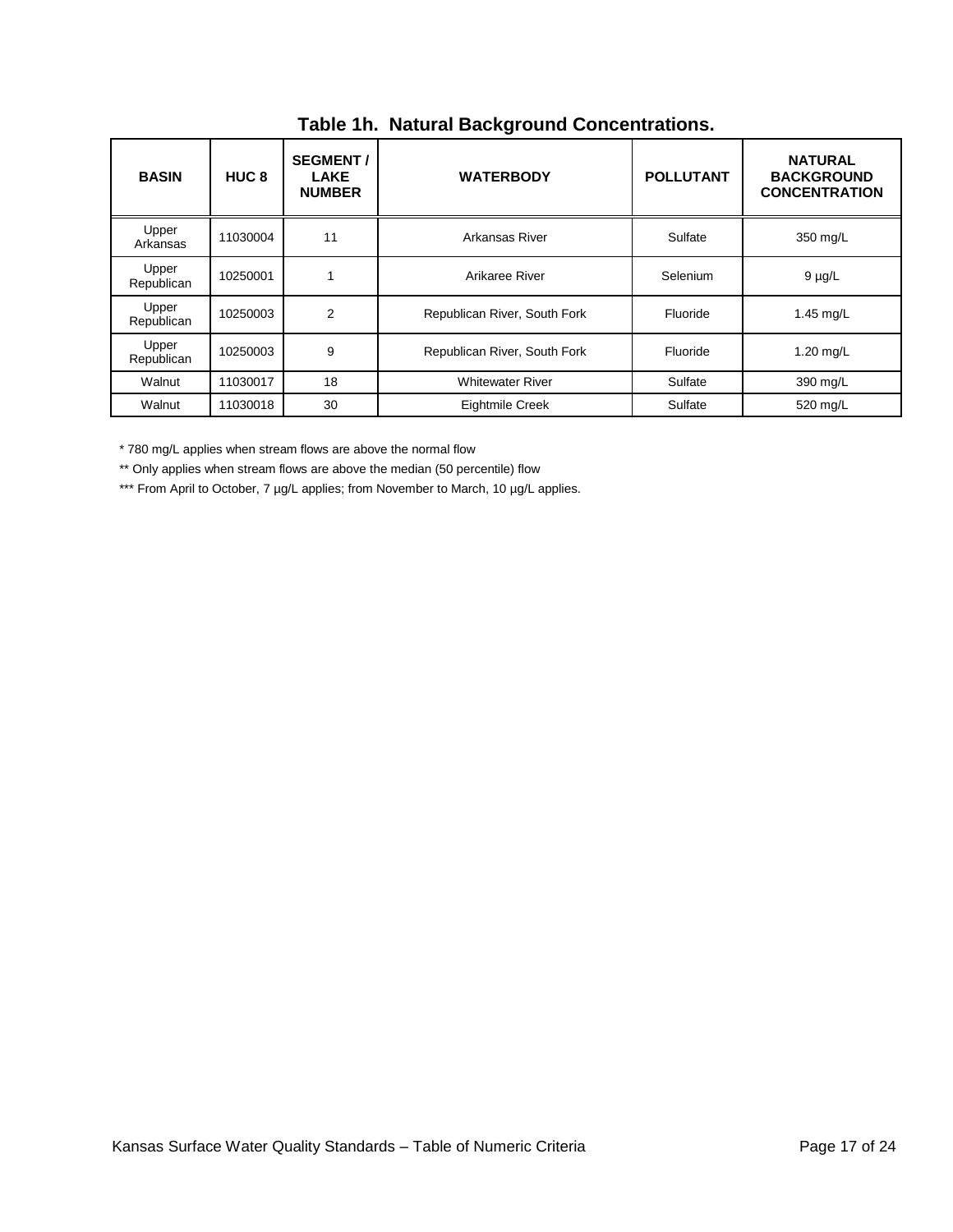## Table 1h. Natural Background Concentrations.

| BASIN | HUC 8 | SEGMENT / LAKE NUMBER | WATERBODY | POLLUTANT | NATURAL BACKGROUND CONCENTRATION |
|---|---|---|---|---|---|
| Upper Arkansas | 11030004 | 11 | Arkansas River | Sulfate | 350 mg/L |
| Upper Republican | 10250001 | 1 | Arikaree River | Selenium | 9 µg/L |
| Upper Republican | 10250003 | 2 | Republican River, South Fork | Fluoride | 1.45 mg/L |
| Upper Republican | 10250003 | 9 | Republican River, South Fork | Fluoride | 1.20 mg/L |
| Walnut | 11030017 | 18 | Whitewater River | Sulfate | 390 mg/L |
| Walnut | 11030018 | 30 | Eightmile Creek | Sulfate | 520 mg/L |

* 780 mg/L applies when stream flows are above the normal flow

** Only applies when stream flows are above the median (50 percentile) flow

*** From April to October, 7 µg/L applies; from November to March, 10 µg/L applies.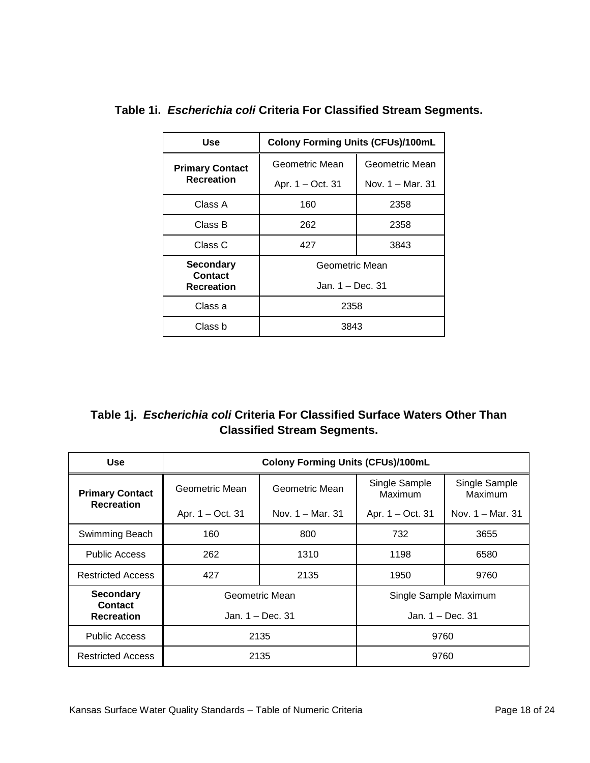**Table 1i. *Escherichia coli* Criteria For Classified Stream Segments.**

| Use | Colony Forming Units (CFUs)/100mL | |
|---|---|---|
| **Primary Contact Recreation** | Geometric Mean Apr. 1 – Oct. 31 | Geometric Mean Nov. 1 – Mar. 31 |
| Class A | 160 | 2358 |
| Class B | 262 | 2358 |
| Class C | 427 | 3843 |
| **Secondary Contact Recreation** | Geometric Mean Jan. 1 – Dec. 31 | |
| Class a | 2358 | |
| Class b | 3843 | |

**Table 1j. *Escherichia coli* Criteria For Classified Surface Waters Other Than Classified Stream Segments.**

| Use | Colony Forming Units (CFUs)/100mL | | | |
|---|---|---|---|---|
| **Primary Contact Recreation** | Geometric Mean Apr. 1 – Oct. 31 | Geometric Mean Nov. 1 – Mar. 31 | Single Sample Maximum Apr. 1 – Oct. 31 | Single Sample Maximum Nov. 1 – Mar. 31 |
| Swimming Beach | 160 | 800 | 732 | 3655 |
| Public Access | 262 | 1310 | 1198 | 6580 |
| Restricted Access | 427 | 2135 | 1950 | 9760 |
| **Secondary Contact Recreation** | Geometric Mean Jan. 1 – Dec. 31 | | Single Sample Maximum Jan. 1 – Dec. 31 | |
| Public Access | 2135 | | 9760 | |
| Restricted Access | 2135 | | 9760 | |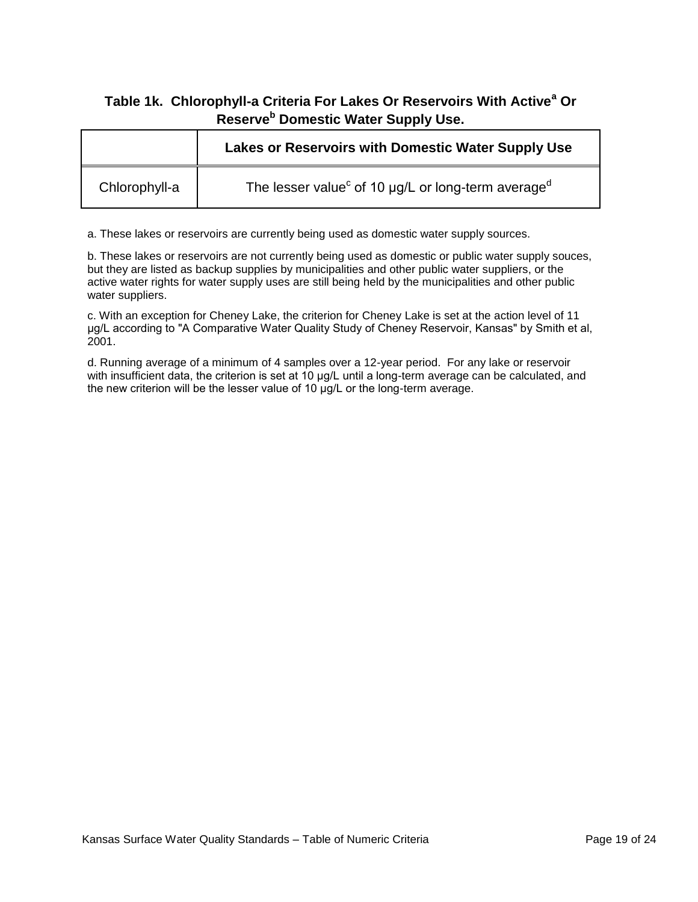### Table 1k. Chlorophyll-a Criteria For Lakes Or Reservoirs With Active[a] Or Reserve[b] Domestic Water Supply Use.

| | Lakes or Reservoirs with Domestic Water Supply Use |
|---|---|
| Chlorophyll-a | The lesser value[c] of 10 µg/L or long-term average[d] |

a. These lakes or reservoirs are currently being used as domestic water supply sources.

b. These lakes or reservoirs are not currently being used as domestic or public water supply souces, but they are listed as backup supplies by municipalities and other public water suppliers, or the active water rights for water supply uses are still being held by the municipalities and other public water suppliers.

c. With an exception for Cheney Lake, the criterion for Cheney Lake is set at the action level of 11 µg/L according to "A Comparative Water Quality Study of Cheney Reservoir, Kansas" by Smith et al, 2001.

d. Running average of a minimum of 4 samples over a 12-year period. For any lake or reservoir with insufficient data, the criterion is set at 10 µg/L until a long-term average can be calculated, and the new criterion will be the lesser value of 10 µg/L or the long-term average.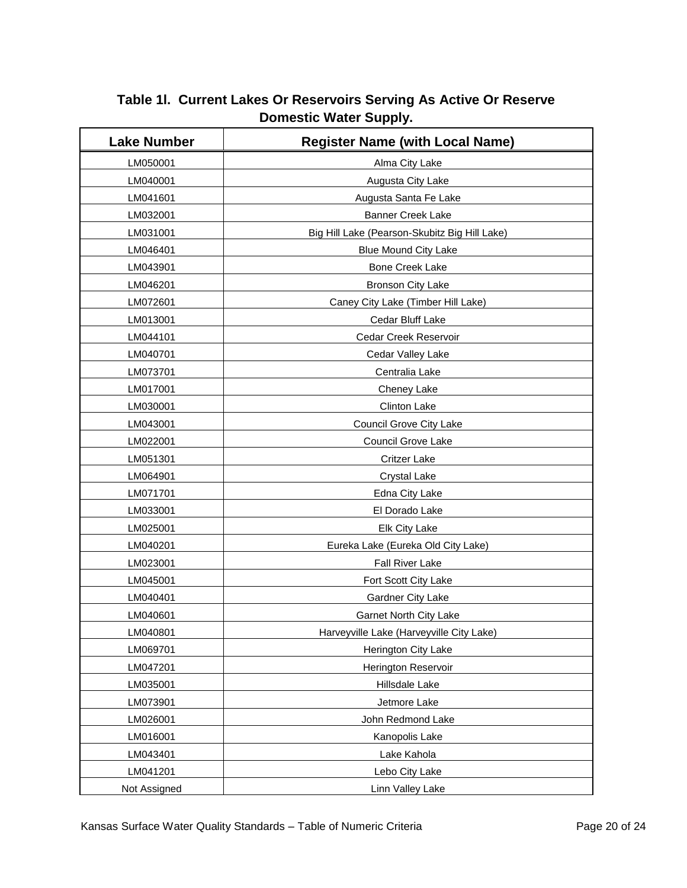**Table 1l. Current Lakes Or Reservoirs Serving As Active Or Reserve Domestic Water Supply.**

| Lake Number | Register Name (with Local Name) |
|---|---|
| LM050001 | Alma City Lake |
| LM040001 | Augusta City Lake |
| LM041601 | Augusta Santa Fe Lake |
| LM032001 | Banner Creek Lake |
| LM031001 | Big Hill Lake (Pearson-Skubitz Big Hill Lake) |
| LM046401 | Blue Mound City Lake |
| LM043901 | Bone Creek Lake |
| LM046201 | Bronson City Lake |
| LM072601 | Caney City Lake (Timber Hill Lake) |
| LM013001 | Cedar Bluff Lake |
| LM044101 | Cedar Creek Reservoir |
| LM040701 | Cedar Valley Lake |
| LM073701 | Centralia Lake |
| LM017001 | Cheney Lake |
| LM030001 | Clinton Lake |
| LM043001 | Council Grove City Lake |
| LM022001 | Council Grove Lake |
| LM051301 | Critzer Lake |
| LM064901 | Crystal Lake |
| LM071701 | Edna City Lake |
| LM033001 | El Dorado Lake |
| LM025001 | Elk City Lake |
| LM040201 | Eureka Lake (Eureka Old City Lake) |
| LM023001 | Fall River Lake |
| LM045001 | Fort Scott City Lake |
| LM040401 | Gardner City Lake |
| LM040601 | Garnet North City Lake |
| LM040801 | Harveyville Lake (Harveyville City Lake) |
| LM069701 | Herington City Lake |
| LM047201 | Herington Reservoir |
| LM035001 | Hillsdale Lake |
| LM073901 | Jetmore Lake |
| LM026001 | John Redmond Lake |
| LM016001 | Kanopolis Lake |
| LM043401 | Lake Kahola |
| LM041201 | Lebo City Lake |
| Not Assigned | Linn Valley Lake |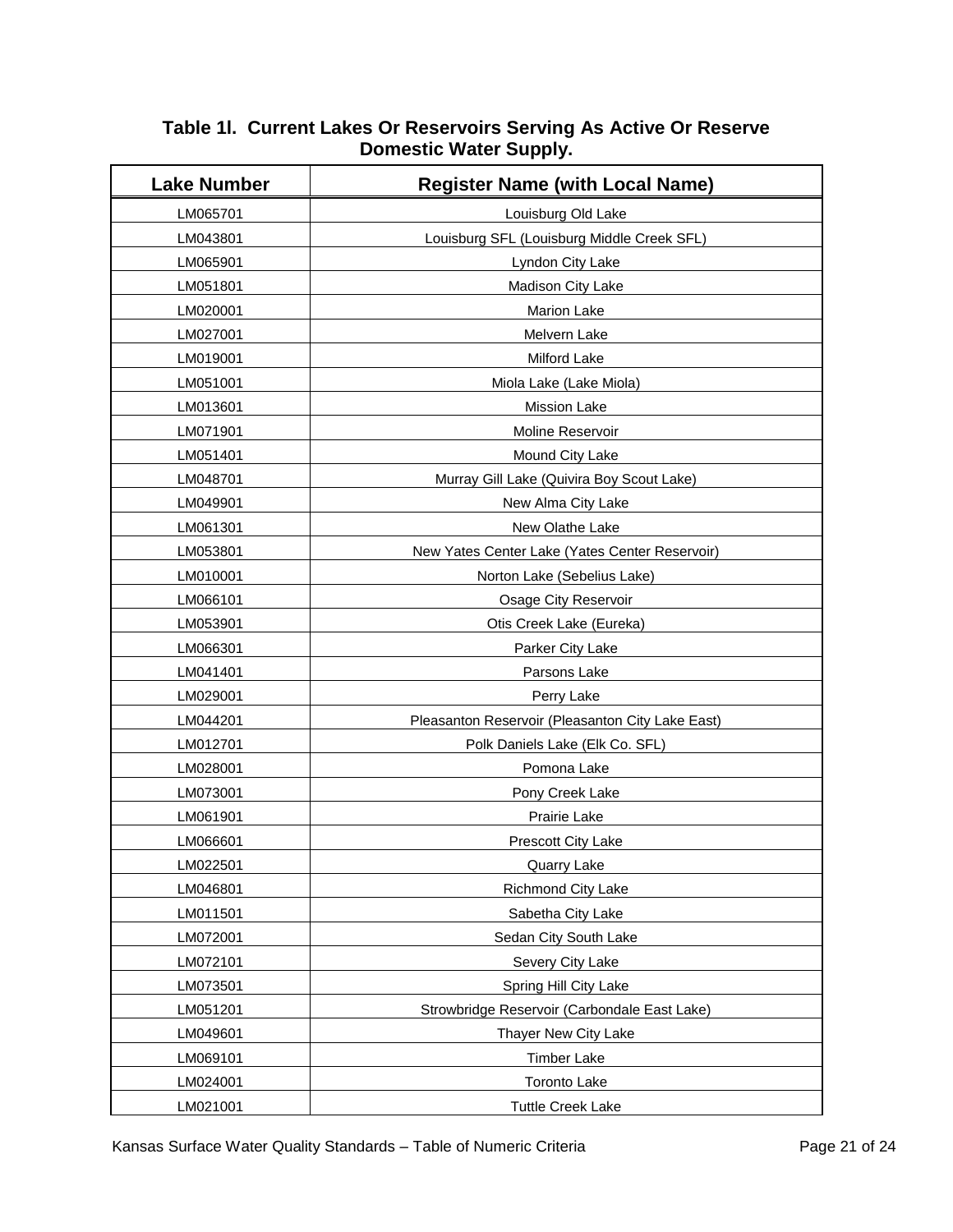**Table 1l. Current Lakes Or Reservoirs Serving As Active Or Reserve Domestic Water Supply.**

| Lake Number | Register Name (with Local Name) |
|---|---|
| LM065701 | Louisburg Old Lake |
| LM043801 | Louisburg SFL (Louisburg Middle Creek SFL) |
| LM065901 | Lyndon City Lake |
| LM051801 | Madison City Lake |
| LM020001 | Marion Lake |
| LM027001 | Melvern Lake |
| LM019001 | Milford Lake |
| LM051001 | Miola Lake (Lake Miola) |
| LM013601 | Mission Lake |
| LM071901 | Moline Reservoir |
| LM051401 | Mound City Lake |
| LM048701 | Murray Gill Lake (Quivira Boy Scout Lake) |
| LM049901 | New Alma City Lake |
| LM061301 | New Olathe Lake |
| LM053801 | New Yates Center Lake (Yates Center Reservoir) |
| LM010001 | Norton Lake (Sebelius Lake) |
| LM066101 | Osage City Reservoir |
| LM053901 | Otis Creek Lake (Eureka) |
| LM066301 | Parker City Lake |
| LM041401 | Parsons Lake |
| LM029001 | Perry Lake |
| LM044201 | Pleasanton Reservoir (Pleasanton City Lake East) |
| LM012701 | Polk Daniels Lake (Elk Co. SFL) |
| LM028001 | Pomona Lake |
| LM073001 | Pony Creek Lake |
| LM061901 | Prairie Lake |
| LM066601 | Prescott City Lake |
| LM022501 | Quarry Lake |
| LM046801 | Richmond City Lake |
| LM011501 | Sabetha City Lake |
| LM072001 | Sedan City South Lake |
| LM072101 | Severy City Lake |
| LM073501 | Spring Hill City Lake |
| LM051201 | Strowbridge Reservoir (Carbondale East Lake) |
| LM049601 | Thayer New City Lake |
| LM069101 | Timber Lake |
| LM024001 | Toronto Lake |
| LM021001 | Tuttle Creek Lake |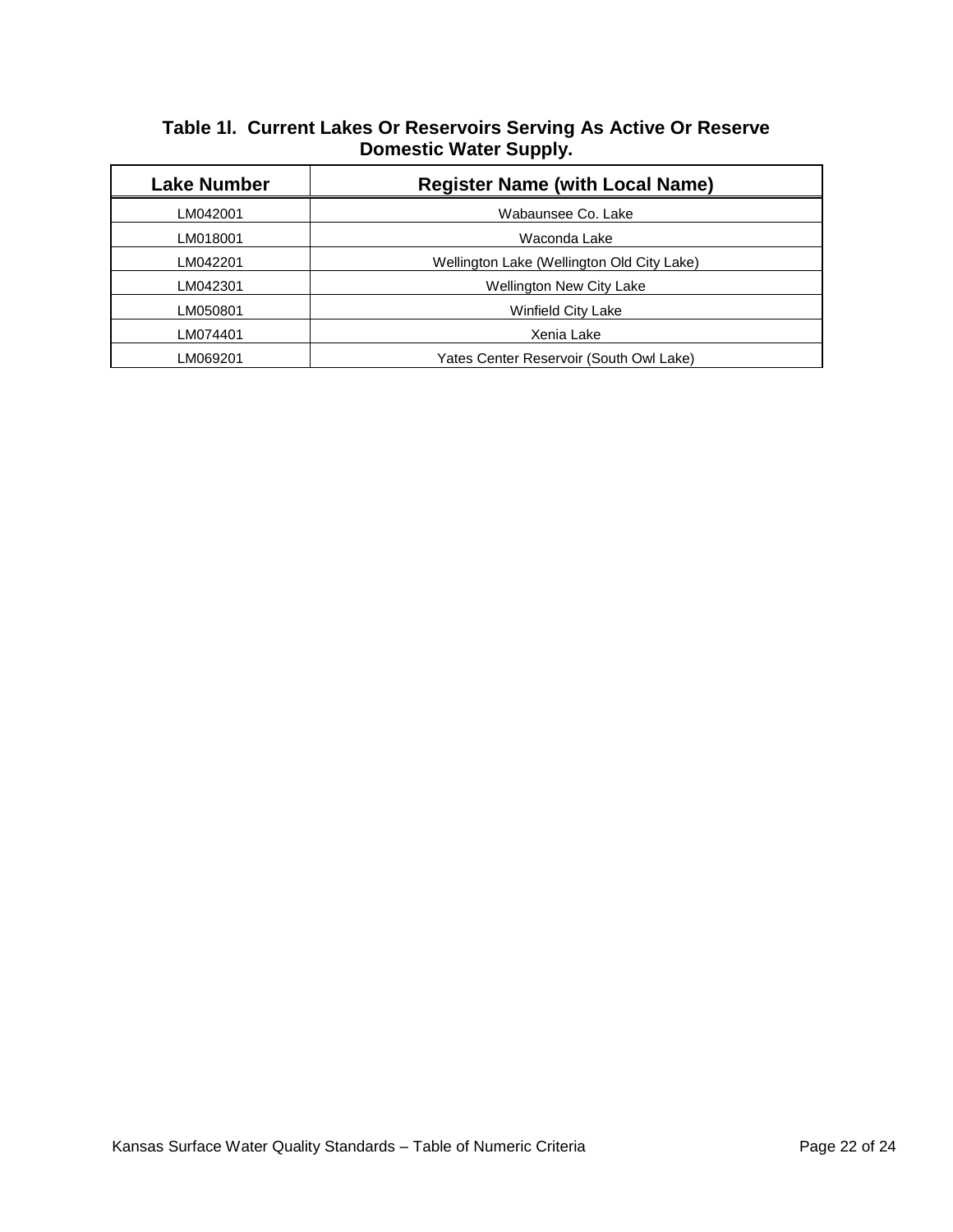**Table 1l. Current Lakes Or Reservoirs Serving As Active Or Reserve Domestic Water Supply.**

| Lake Number | Register Name (with Local Name) |
|---|---|
| LM042001 | Wabaunsee Co. Lake |
| LM018001 | Waconda Lake |
| LM042201 | Wellington Lake (Wellington Old City Lake) |
| LM042301 | Wellington New City Lake |
| LM050801 | Winfield City Lake |
| LM074401 | Xenia Lake |
| LM069201 | Yates Center Reservoir (South Owl Lake) |